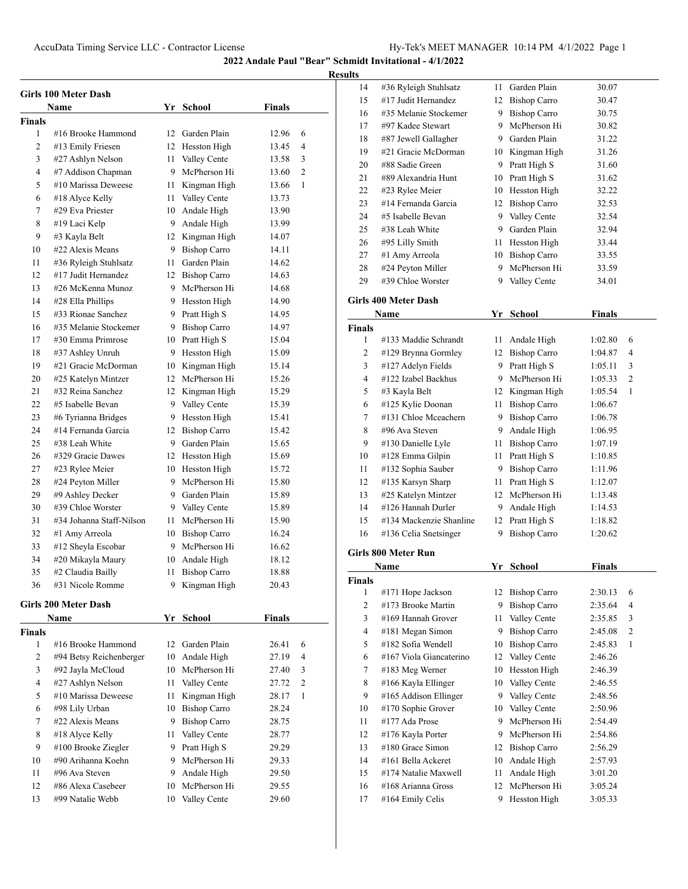## 2022 Andale Paul "Bear" Schmidt Invitational - 4/1/2022

### Results

### Girls 100 Meter Dash

| | Name | Yr | School | Finals | |
|---|---|---|---|---|---|
| **Finals** | | | | | |
| 1 | #16 Brooke Hammond | 12 | Garden Plain | 12.96 | 6 |
| 2 | #13 Emily Friesen | 12 | Hesston High | 13.45 | 4 |
| 3 | #27 Ashlyn Nelson | 11 | Valley Cente | 13.58 | 3 |
| 4 | #7 Addison Chapman | 9 | McPherson Hi | 13.60 | 2 |
| 5 | #10 Marissa Deweese | 11 | Kingman High | 13.66 | 1 |
| 6 | #18 Alyce Kelly | 11 | Valley Cente | 13.73 | |
| 7 | #29 Eva Priester | 10 | Andale High | 13.90 | |
| 8 | #19 Laci Kelp | 9 | Andale High | 13.99 | |
| 9 | #3 Kayla Belt | 12 | Kingman High | 14.07 | |
| 10 | #22 Alexis Means | 9 | Bishop Carro | 14.11 | |
| 11 | #36 Ryleigh Stuhlsatz | 11 | Garden Plain | 14.62 | |
| 12 | #17 Judit Hernandez | 12 | Bishop Carro | 14.63 | |
| 13 | #26 McKenna Munoz | 9 | McPherson Hi | 14.68 | |
| 14 | #28 Ella Phillips | 9 | Hesston High | 14.90 | |
| 15 | #33 Rionae Sanchez | 9 | Pratt High S | 14.95 | |
| 16 | #35 Melanie Stockemer | 9 | Bishop Carro | 14.97 | |
| 17 | #30 Emma Primrose | 10 | Pratt High S | 15.04 | |
| 18 | #37 Ashley Unruh | 9 | Hesston High | 15.09 | |
| 19 | #21 Gracie McDorman | 10 | Kingman High | 15.14 | |
| 20 | #25 Katelyn Mintzer | 12 | McPherson Hi | 15.26 | |
| 21 | #32 Reina Sanchez | 12 | Kingman High | 15.29 | |
| 22 | #5 Isabelle Bevan | 9 | Valley Cente | 15.39 | |
| 23 | #6 Tyrianna Bridges | 9 | Hesston High | 15.41 | |
| 24 | #14 Fernanda Garcia | 12 | Bishop Carro | 15.42 | |
| 25 | #38 Leah White | 9 | Garden Plain | 15.65 | |
| 26 | #329 Gracie Dawes | 12 | Hesston High | 15.69 | |
| 27 | #23 Rylee Meier | 10 | Hesston High | 15.72 | |
| 28 | #24 Peyton Miller | 9 | McPherson Hi | 15.80 | |
| 29 | #9 Ashley Decker | 9 | Garden Plain | 15.89 | |
| 30 | #39 Chloe Worster | 9 | Valley Cente | 15.89 | |
| 31 | #34 Johanna Staff-Nilson | 11 | McPherson Hi | 15.90 | |
| 32 | #1 Amy Arreola | 10 | Bishop Carro | 16.24 | |
| 33 | #12 Sheyla Escobar | 9 | McPherson Hi | 16.62 | |
| 34 | #20 Mikayla Maury | 10 | Andale High | 18.12 | |
| 35 | #2 Claudia Bailly | 11 | Bishop Carro | 18.88 | |
| 36 | #31 Nicole Romme | 9 | Kingman High | 20.43 | |

### Girls 200 Meter Dash

| | Name | Yr | School | Finals | |
|---|---|---|---|---|---|
| **Finals** | | | | | |
| 1 | #16 Brooke Hammond | 12 | Garden Plain | 26.41 | 6 |
| 2 | #94 Betsy Reichenberger | 10 | Andale High | 27.19 | 4 |
| 3 | #92 Jayla McCloud | 10 | McPherson Hi | 27.40 | 3 |
| 4 | #27 Ashlyn Nelson | 11 | Valley Cente | 27.72 | 2 |
| 5 | #10 Marissa Deweese | 11 | Kingman High | 28.17 | 1 |
| 6 | #98 Lily Urban | 10 | Bishop Carro | 28.24 | |
| 7 | #22 Alexis Means | 9 | Bishop Carro | 28.75 | |
| 8 | #18 Alyce Kelly | 11 | Valley Cente | 28.77 | |
| 9 | #100 Brooke Ziegler | 9 | Pratt High S | 29.29 | |
| 10 | #90 Arihanna Koehn | 9 | McPherson Hi | 29.33 | |
| 11 | #96 Ava Steven | 9 | Andale High | 29.50 | |
| 12 | #86 Alexa Casebeer | 10 | McPherson Hi | 29.55 | |
| 13 | #99 Natalie Webb | 10 | Valley Cente | 29.60 | |
| 14 | #36 Ryleigh Stuhlsatz | 11 | Garden Plain | 30.07 | |
| 15 | #17 Judit Hernandez | 12 | Bishop Carro | 30.47 | |
| 16 | #35 Melanie Stockemer | 9 | Bishop Carro | 30.75 | |
| 17 | #97 Kadee Stewart | 9 | McPherson Hi | 30.82 | |
| 18 | #87 Jewell Gallagher | 9 | Garden Plain | 31.22 | |
| 19 | #21 Gracie McDorman | 10 | Kingman High | 31.26 | |
| 20 | #88 Sadie Green | 9 | Pratt High S | 31.60 | |
| 21 | #89 Alexandria Hunt | 10 | Pratt High S | 31.62 | |
| 22 | #23 Rylee Meier | 10 | Hesston High | 32.22 | |
| 23 | #14 Fernanda Garcia | 12 | Bishop Carro | 32.53 | |
| 24 | #5 Isabelle Bevan | 9 | Valley Cente | 32.54 | |
| 25 | #38 Leah White | 9 | Garden Plain | 32.94 | |
| 26 | #95 Lilly Smith | 11 | Hesston High | 33.44 | |
| 27 | #1 Amy Arreola | 10 | Bishop Carro | 33.55 | |
| 28 | #24 Peyton Miller | 9 | McPherson Hi | 33.59 | |
| 29 | #39 Chloe Worster | 9 | Valley Cente | 34.01 | |

### Girls 400 Meter Dash

| | Name | Yr | School | Finals | |
|---|---|---|---|---|---|
| **Finals** | | | | | |
| 1 | #133 Maddie Schrandt | 11 | Andale High | 1:02.80 | 6 |
| 2 | #129 Brynna Gormley | 12 | Bishop Carro | 1:04.87 | 4 |
| 3 | #127 Adelyn Fields | 9 | Pratt High S | 1:05.11 | 3 |
| 4 | #122 Izabel Backhus | 9 | McPherson Hi | 1:05.33 | 2 |
| 5 | #3 Kayla Belt | 12 | Kingman High | 1:05.54 | 1 |
| 6 | #125 Kylie Doonan | 11 | Bishop Carro | 1:06.67 | |
| 7 | #131 Chloe Mceachern | 9 | Bishop Carro | 1:06.78 | |
| 8 | #96 Ava Steven | 9 | Andale High | 1:06.95 | |
| 9 | #130 Danielle Lyle | 11 | Bishop Carro | 1:07.19 | |
| 10 | #128 Emma Gilpin | 11 | Pratt High S | 1:10.85 | |
| 11 | #132 Sophia Sauber | 9 | Bishop Carro | 1:11.96 | |
| 12 | #135 Karsyn Sharp | 11 | Pratt High S | 1:12.07 | |
| 13 | #25 Katelyn Mintzer | 12 | McPherson Hi | 1:13.48 | |
| 14 | #126 Hannah Durler | 9 | Andale High | 1:14.53 | |
| 15 | #134 Mackenzie Shanline | 12 | Pratt High S | 1:18.82 | |
| 16 | #136 Celia Snetsinger | 9 | Bishop Carro | 1:20.62 | |

### Girls 800 Meter Run

| | Name | Yr | School | Finals | |
|---|---|---|---|---|---|
| **Finals** | | | | | |
| 1 | #171 Hope Jackson | 12 | Bishop Carro | 2:30.13 | 6 |
| 2 | #173 Brooke Martin | 9 | Bishop Carro | 2:35.64 | 4 |
| 3 | #169 Hannah Grover | 11 | Valley Cente | 2:35.85 | 3 |
| 4 | #181 Megan Simon | 9 | Bishop Carro | 2:45.08 | 2 |
| 5 | #182 Sofia Wendell | 10 | Bishop Carro | 2:45.83 | 1 |
| 6 | #167 Viola Giancaterino | 12 | Valley Cente | 2:46.26 | |
| 7 | #183 Meg Werner | 10 | Hesston High | 2:46.39 | |
| 8 | #166 Kayla Ellinger | 10 | Valley Cente | 2:46.55 | |
| 9 | #165 Addison Ellinger | 9 | Valley Cente | 2:48.56 | |
| 10 | #170 Sophie Grover | 10 | Valley Cente | 2:50.96 | |
| 11 | #177 Ada Prose | 9 | McPherson Hi | 2:54.49 | |
| 12 | #176 Kayla Porter | 9 | McPherson Hi | 2:54.86 | |
| 13 | #180 Grace Simon | 12 | Bishop Carro | 2:56.29 | |
| 14 | #161 Bella Ackeret | 10 | Andale High | 2:57.93 | |
| 15 | #174 Natalie Maxwell | 11 | Andale High | 3:01.20 | |
| 16 | #168 Arianna Gross | 12 | McPherson Hi | 3:05.24 | |
| 17 | #164 Emily Celis | 9 | Hesston High | 3:05.33 | |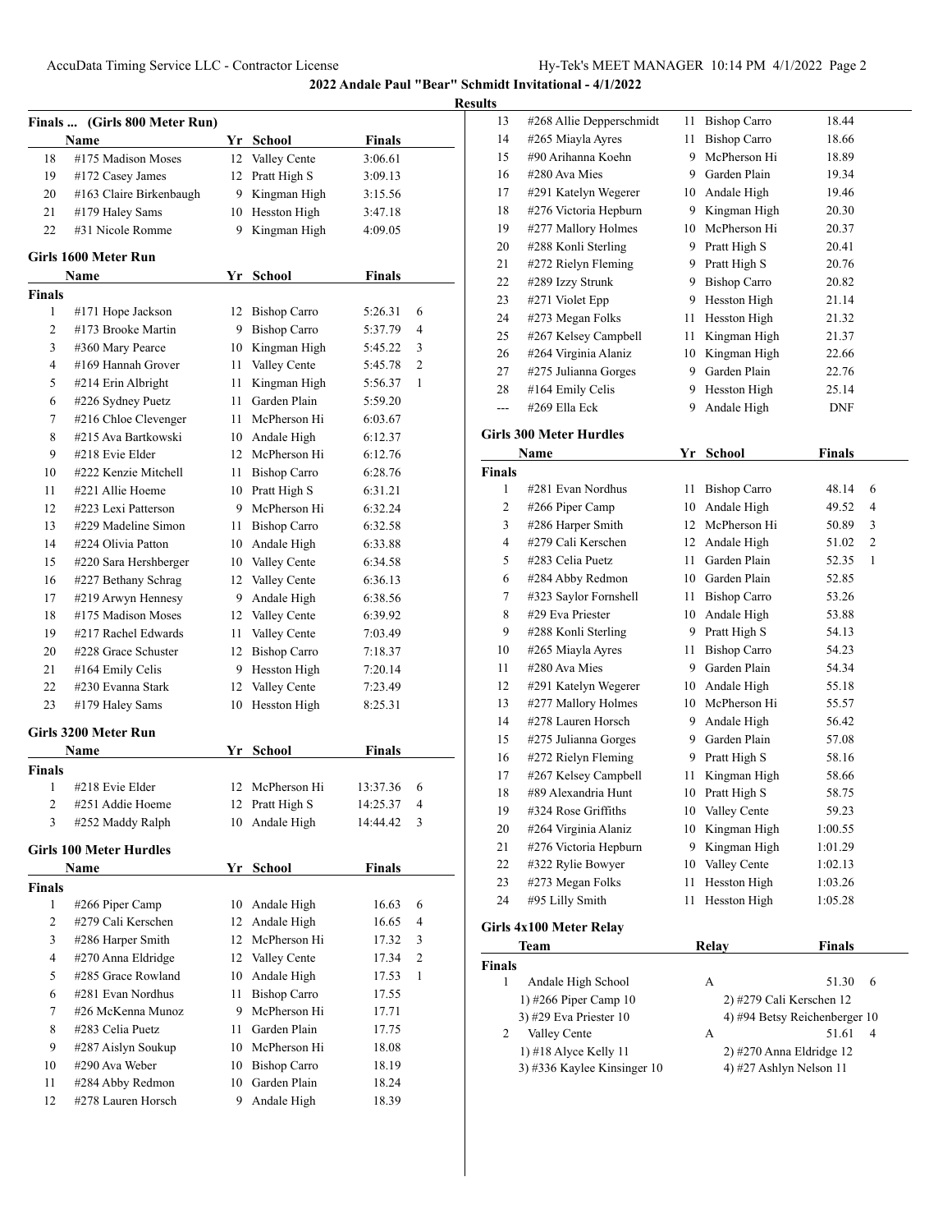2022 Andale Paul "Bear" Schmidt Invitational - 4/1/2022

Results

## Finals ... (Girls 800 Meter Run)

| | Name | Yr | School | Finals |
|---|---|---|---|---|
| 18 | #175 Madison Moses | 12 | Valley Cente | 3:06.61 |
| 19 | #172 Casey James | 12 | Pratt High S | 3:09.13 |
| 20 | #163 Claire Birkenbaugh | 9 | Kingman High | 3:15.56 |
| 21 | #179 Haley Sams | 10 | Hesston High | 3:47.18 |
| 22 | #31 Nicole Romme | 9 | Kingman High | 4:09.05 |

## Girls 1600 Meter Run

| | Name | Yr | School | Finals | |
|---|---|---|---|---|---|
| **Finals** | | | | | |
| 1 | #171 Hope Jackson | 12 | Bishop Carro | 5:26.31 | 6 |
| 2 | #173 Brooke Martin | 9 | Bishop Carro | 5:37.79 | 4 |
| 3 | #360 Mary Pearce | 10 | Kingman High | 5:45.22 | 3 |
| 4 | #169 Hannah Grover | 11 | Valley Cente | 5:45.78 | 2 |
| 5 | #214 Erin Albright | 11 | Kingman High | 5:56.37 | 1 |
| 6 | #226 Sydney Puetz | 11 | Garden Plain | 5:59.20 | |
| 7 | #216 Chloe Clevenger | 11 | McPherson Hi | 6:03.67 | |
| 8 | #215 Ava Bartkowski | 10 | Andale High | 6:12.37 | |
| 9 | #218 Evie Elder | 12 | McPherson Hi | 6:12.76 | |
| 10 | #222 Kenzie Mitchell | 11 | Bishop Carro | 6:28.76 | |
| 11 | #221 Allie Hoeme | 10 | Pratt High S | 6:31.21 | |
| 12 | #223 Lexi Patterson | 9 | McPherson Hi | 6:32.24 | |
| 13 | #229 Madeline Simon | 11 | Bishop Carro | 6:32.58 | |
| 14 | #224 Olivia Patton | 10 | Andale High | 6:33.88 | |
| 15 | #220 Sara Hershberger | 10 | Valley Cente | 6:34.58 | |
| 16 | #227 Bethany Schrag | 12 | Valley Cente | 6:36.13 | |
| 17 | #219 Arwyn Hennesy | 9 | Andale High | 6:38.56 | |
| 18 | #175 Madison Moses | 12 | Valley Cente | 6:39.92 | |
| 19 | #217 Rachel Edwards | 11 | Valley Cente | 7:03.49 | |
| 20 | #228 Grace Schuster | 12 | Bishop Carro | 7:18.37 | |
| 21 | #164 Emily Celis | 9 | Hesston High | 7:20.14 | |
| 22 | #230 Evanna Stark | 12 | Valley Cente | 7:23.49 | |
| 23 | #179 Haley Sams | 10 | Hesston High | 8:25.31 | |

## Girls 3200 Meter Run

| | Name | Yr | School | Finals | |
|---|---|---|---|---|---|
| **Finals** | | | | | |
| 1 | #218 Evie Elder | 12 | McPherson Hi | 13:37.36 | 6 |
| 2 | #251 Addie Hoeme | 12 | Pratt High S | 14:25.37 | 4 |
| 3 | #252 Maddy Ralph | 10 | Andale High | 14:44.42 | 3 |

## Girls 100 Meter Hurdles

| | Name | Yr | School | Finals | |
|---|---|---|---|---|---|
| **Finals** | | | | | |
| 1 | #266 Piper Camp | 10 | Andale High | 16.63 | 6 |
| 2 | #279 Cali Kerschen | 12 | Andale High | 16.65 | 4 |
| 3 | #286 Harper Smith | 12 | McPherson Hi | 17.32 | 3 |
| 4 | #270 Anna Eldridge | 12 | Valley Cente | 17.34 | 2 |
| 5 | #285 Grace Rowland | 10 | Andale High | 17.53 | 1 |
| 6 | #281 Evan Nordhus | 11 | Bishop Carro | 17.55 | |
| 7 | #26 McKenna Munoz | 9 | McPherson Hi | 17.71 | |
| 8 | #283 Celia Puetz | 11 | Garden Plain | 17.75 | |
| 9 | #287 Aislyn Soukup | 10 | McPherson Hi | 18.08 | |
| 10 | #290 Ava Weber | 10 | Bishop Carro | 18.19 | |
| 11 | #284 Abby Redmon | 10 | Garden Plain | 18.24 | |
| 12 | #278 Lauren Horsch | 9 | Andale High | 18.39 | |
| 13 | #268 Allie Depperschmidt | 11 | Bishop Carro | 18.44 | |
| 14 | #265 Miayla Ayres | 11 | Bishop Carro | 18.66 | |
| 15 | #90 Arihanna Koehn | 9 | McPherson Hi | 18.89 | |
| 16 | #280 Ava Mies | 9 | Garden Plain | 19.34 | |
| 17 | #291 Katelyn Wegerer | 10 | Andale High | 19.46 | |
| 18 | #276 Victoria Hepburn | 9 | Kingman High | 20.30 | |
| 19 | #277 Mallory Holmes | 10 | McPherson Hi | 20.37 | |
| 20 | #288 Konli Sterling | 9 | Pratt High S | 20.41 | |
| 21 | #272 Rielyn Fleming | 9 | Pratt High S | 20.76 | |
| 22 | #289 Izzy Strunk | 9 | Bishop Carro | 20.82 | |
| 23 | #271 Violet Epp | 9 | Hesston High | 21.14 | |
| 24 | #273 Megan Folks | 11 | Hesston High | 21.32 | |
| 25 | #267 Kelsey Campbell | 11 | Kingman High | 21.37 | |
| 26 | #264 Virginia Alaniz | 10 | Kingman High | 22.66 | |
| 27 | #275 Julianna Gorges | 9 | Garden Plain | 22.76 | |
| 28 | #164 Emily Celis | 9 | Hesston High | 25.14 | |
| --- | #269 Ella Eck | 9 | Andale High | DNF | |

## Girls 300 Meter Hurdles

| | Name | Yr | School | Finals | |
|---|---|---|---|---|---|
| **Finals** | | | | | |
| 1 | #281 Evan Nordhus | 11 | Bishop Carro | 48.14 | 6 |
| 2 | #266 Piper Camp | 10 | Andale High | 49.52 | 4 |
| 3 | #286 Harper Smith | 12 | McPherson Hi | 50.89 | 3 |
| 4 | #279 Cali Kerschen | 12 | Andale High | 51.02 | 2 |
| 5 | #283 Celia Puetz | 11 | Garden Plain | 52.35 | 1 |
| 6 | #284 Abby Redmon | 10 | Garden Plain | 52.85 | |
| 7 | #323 Saylor Fornshell | 11 | Bishop Carro | 53.26 | |
| 8 | #29 Eva Priester | 10 | Andale High | 53.88 | |
| 9 | #288 Konli Sterling | 9 | Pratt High S | 54.13 | |
| 10 | #265 Miayla Ayres | 11 | Bishop Carro | 54.23 | |
| 11 | #280 Ava Mies | 9 | Garden Plain | 54.34 | |
| 12 | #291 Katelyn Wegerer | 10 | Andale High | 55.18 | |
| 13 | #277 Mallory Holmes | 10 | McPherson Hi | 55.57 | |
| 14 | #278 Lauren Horsch | 9 | Andale High | 56.42 | |
| 15 | #275 Julianna Gorges | 9 | Garden Plain | 57.08 | |
| 16 | #272 Rielyn Fleming | 9 | Pratt High S | 58.16 | |
| 17 | #267 Kelsey Campbell | 11 | Kingman High | 58.66 | |
| 18 | #89 Alexandria Hunt | 10 | Pratt High S | 58.75 | |
| 19 | #324 Rose Griffiths | 10 | Valley Cente | 59.23 | |
| 20 | #264 Virginia Alaniz | 10 | Kingman High | 1:00.55 | |
| 21 | #276 Victoria Hepburn | 9 | Kingman High | 1:01.29 | |
| 22 | #322 Rylie Bowyer | 10 | Valley Cente | 1:02.13 | |
| 23 | #273 Megan Folks | 11 | Hesston High | 1:03.26 | |
| 24 | #95 Lilly Smith | 11 | Hesston High | 1:05.28 | |

## Girls 4x100 Meter Relay

| | Team | Relay | Finals | |
|---|---|---|---|---|
| **Finals** | | | | |
| 1 | Andale High School | A | 51.30 | 6 |
| | 1) #266 Piper Camp 10 | 2) #279 Cali Kerschen 12 | | |
| | 3) #29 Eva Priester 10 | 4) #94 Betsy Reichenberger 10 | | |
| 2 | Valley Cente | A | 51.61 | 4 |
| | 1) #18 Alyce Kelly 11 | 2) #270 Anna Eldridge 12 | | |
| | 3) #336 Kaylee Kinsinger 10 | 4) #27 Ashlyn Nelson 11 | | |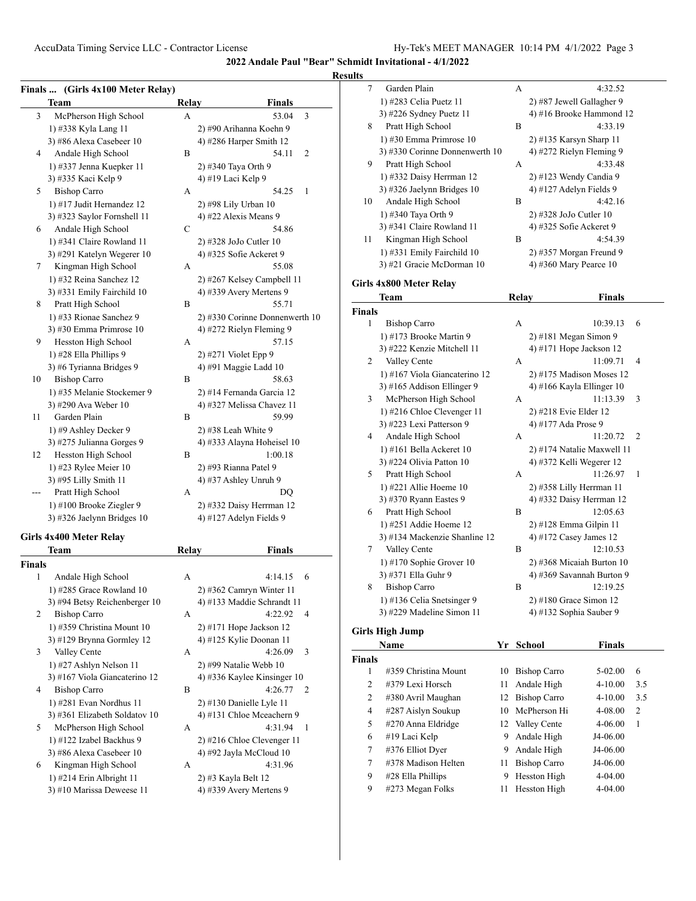## 2022 Andale Paul "Bear" Schmidt Invitational - 4/1/2022

### Results

#### Finals ... (Girls 4x100 Meter Relay)

| | Team | Relay | Finals | |
|---|---|---|---|---|
| 3 | McPherson High School | A | 53.04 | 3 |
| | 1) #338 Kyla Lang 11 | 2) #90 Arihanna Koehn 9 | | |
| | 3) #86 Alexa Casebeer 10 | 4) #286 Harper Smith 12 | | |
| 4 | Andale High School | B | 54.11 | 2 |
| | 1) #337 Jenna Kuepker 11 | 2) #340 Taya Orth 9 | | |
| | 3) #335 Kaci Kelp 9 | 4) #19 Laci Kelp 9 | | |
| 5 | Bishop Carro | A | 54.25 | 1 |
| | 1) #17 Judit Hernandez 12 | 2) #98 Lily Urban 10 | | |
| | 3) #323 Saylor Fornshell 11 | 4) #22 Alexis Means 9 | | |
| 6 | Andale High School | C | 54.86 | |
| | 1) #341 Claire Rowland 11 | 2) #328 JoJo Cutler 10 | | |
| | 3) #291 Katelyn Wegerer 10 | 4) #325 Sofie Ackeret 9 | | |
| 7 | Kingman High School | A | 55.08 | |
| | 1) #32 Reina Sanchez 12 | 2) #267 Kelsey Campbell 11 | | |
| | 3) #331 Emily Fairchild 10 | 4) #339 Avery Mertens 9 | | |
| 8 | Pratt High School | B | 55.71 | |
| | 1) #33 Rionae Sanchez 9 | 2) #330 Corinne Donnenwerth 10 | | |
| | 3) #30 Emma Primrose 10 | 4) #272 Rielyn Fleming 9 | | |
| 9 | Hesston High School | A | 57.15 | |
| | 1) #28 Ella Phillips 9 | 2) #271 Violet Epp 9 | | |
| | 3) #6 Tyrianna Bridges 9 | 4) #91 Maggie Ladd 10 | | |
| 10 | Bishop Carro | B | 58.63 | |
| | 1) #35 Melanie Stockemer 9 | 2) #14 Fernanda Garcia 12 | | |
| | 3) #290 Ava Weber 10 | 4) #327 Melissa Chavez 11 | | |
| 11 | Garden Plain | B | 59.99 | |
| | 1) #9 Ashley Decker 9 | 2) #38 Leah White 9 | | |
| | 3) #275 Julianna Gorges 9 | 4) #333 Alayna Hoheisel 10 | | |
| 12 | Hesston High School | B | 1:00.18 | |
| | 1) #23 Rylee Meier 10 | 2) #93 Rianna Patel 9 | | |
| | 3) #95 Lilly Smith 11 | 4) #37 Ashley Unruh 9 | | |
| --- | Pratt High School | A | DQ | |
| | 1) #100 Brooke Ziegler 9 | 2) #332 Daisy Herrman 12 | | |
| | 3) #326 Jaelynn Bridges 10 | 4) #127 Adelyn Fields 9 | | |

#### Girls 4x400 Meter Relay

| | Team | Relay | Finals | |
|---|---|---|---|---|
| **Finals** | | | | |
| 1 | Andale High School | A | 4:14.15 | 6 |
| | 1) #285 Grace Rowland 10 | 2) #362 Camryn Winter 11 | | |
| | 3) #94 Betsy Reichenberger 10 | 4) #133 Maddie Schrandt 11 | | |
| 2 | Bishop Carro | A | 4:22.92 | 4 |
| | 1) #359 Christina Mount 10 | 2) #171 Hope Jackson 12 | | |
| | 3) #129 Brynna Gormley 12 | 4) #125 Kylie Doonan 11 | | |
| 3 | Valley Cente | A | 4:26.09 | 3 |
| | 1) #27 Ashlyn Nelson 11 | 2) #99 Natalie Webb 10 | | |
| | 3) #167 Viola Giancaterino 12 | 4) #336 Kaylee Kinsinger 10 | | |
| 4 | Bishop Carro | B | 4:26.77 | 2 |
| | 1) #281 Evan Nordhus 11 | 2) #130 Danielle Lyle 11 | | |
| | 3) #361 Elizabeth Soldatov 10 | 4) #131 Chloe Mceachern 9 | | |
| 5 | McPherson High School | A | 4:31.94 | 1 |
| | 1) #122 Izabel Backhus 9 | 2) #216 Chloe Clevenger 11 | | |
| | 3) #86 Alexa Casebeer 10 | 4) #92 Jayla McCloud 10 | | |
| 6 | Kingman High School | A | 4:31.96 | |
| | 1) #214 Erin Albright 11 | 2) #3 Kayla Belt 12 | | |
| | 3) #10 Marissa Deweese 11 | 4) #339 Avery Mertens 9 | | |
| 7 | Garden Plain | A | 4:32.52 | |
| | 1) #283 Celia Puetz 11 | 2) #87 Jewell Gallagher 9 | | |
| | 3) #226 Sydney Puetz 11 | 4) #16 Brooke Hammond 12 | | |
| 8 | Pratt High School | B | 4:33.19 | |
| | 1) #30 Emma Primrose 10 | 2) #135 Karsyn Sharp 11 | | |
| | 3) #330 Corinne Donnenwerth 10 | 4) #272 Rielyn Fleming 9 | | |
| 9 | Pratt High School | A | 4:33.48 | |
| | 1) #332 Daisy Herrman 12 | 2) #123 Wendy Candia 9 | | |
| | 3) #326 Jaelynn Bridges 10 | 4) #127 Adelyn Fields 9 | | |
| 10 | Andale High School | B | 4:42.16 | |
| | 1) #340 Taya Orth 9 | 2) #328 JoJo Cutler 10 | | |
| | 3) #341 Claire Rowland 11 | 4) #325 Sofie Ackeret 9 | | |
| 11 | Kingman High School | B | 4:54.39 | |
| | 1) #331 Emily Fairchild 10 | 2) #357 Morgan Freund 9 | | |
| | 3) #21 Gracie McDorman 10 | 4) #360 Mary Pearce 10 | | |

#### Girls 4x800 Meter Relay

| | Team | Relay | Finals | |
|---|---|---|---|---|
| **Finals** | | | | |
| 1 | Bishop Carro | A | 10:39.13 | 6 |
| | 1) #173 Brooke Martin 9 | 2) #181 Megan Simon 9 | | |
| | 3) #222 Kenzie Mitchell 11 | 4) #171 Hope Jackson 12 | | |
| 2 | Valley Cente | A | 11:09.71 | 4 |
| | 1) #167 Viola Giancaterino 12 | 2) #175 Madison Moses 12 | | |
| | 3) #165 Addison Ellinger 9 | 4) #166 Kayla Ellinger 10 | | |
| 3 | McPherson High School | A | 11:13.39 | 3 |
| | 1) #216 Chloe Clevenger 11 | 2) #218 Evie Elder 12 | | |
| | 3) #223 Lexi Patterson 9 | 4) #177 Ada Prose 9 | | |
| 4 | Andale High School | A | 11:20.72 | 2 |
| | 1) #161 Bella Ackeret 10 | 2) #174 Natalie Maxwell 11 | | |
| | 3) #224 Olivia Patton 10 | 4) #372 Kelli Wegerer 12 | | |
| 5 | Pratt High School | A | 11:26.97 | 1 |
| | 1) #221 Allie Hoeme 10 | 2) #358 Lilly Herrman 11 | | |
| | 3) #370 Ryann Eastes 9 | 4) #332 Daisy Herrman 12 | | |
| 6 | Pratt High School | B | 12:05.63 | |
| | 1) #251 Addie Hoeme 12 | 2) #128 Emma Gilpin 11 | | |
| | 3) #134 Mackenzie Shanline 12 | 4) #172 Casey James 12 | | |
| 7 | Valley Cente | B | 12:10.53 | |
| | 1) #170 Sophie Grover 10 | 2) #368 Micaiah Burton 10 | | |
| | 3) #371 Ella Guhr 9 | 4) #369 Savannah Burton 9 | | |
| 8 | Bishop Carro | B | 12:19.25 | |
| | 1) #136 Celia Snetsinger 9 | 2) #180 Grace Simon 12 | | |
| | 3) #229 Madeline Simon 11 | 4) #132 Sophia Sauber 9 | | |

#### Girls High Jump

| | Name | Yr | School | Finals | |
|---|---|---|---|---|---|
| **Finals** | | | | | |
| 1 | #359 Christina Mount | 10 | Bishop Carro | 5-02.00 | 6 |
| 2 | #379 Lexi Horsch | 11 | Andale High | 4-10.00 | 3.5 |
| 2 | #380 Avril Maughan | 12 | Bishop Carro | 4-10.00 | 3.5 |
| 4 | #287 Aislyn Soukup | 10 | McPherson Hi | 4-08.00 | 2 |
| 5 | #270 Anna Eldridge | 12 | Valley Cente | 4-06.00 | 1 |
| 6 | #19 Laci Kelp | 9 | Andale High | J4-06.00 | |
| 7 | #376 Elliot Dyer | 9 | Andale High | J4-06.00 | |
| 7 | #378 Madison Helten | 11 | Bishop Carro | J4-06.00 | |
| 9 | #28 Ella Phillips | 9 | Hesston High | 4-04.00 | |
| 9 | #273 Megan Folks | 11 | Hesston High | 4-04.00 | |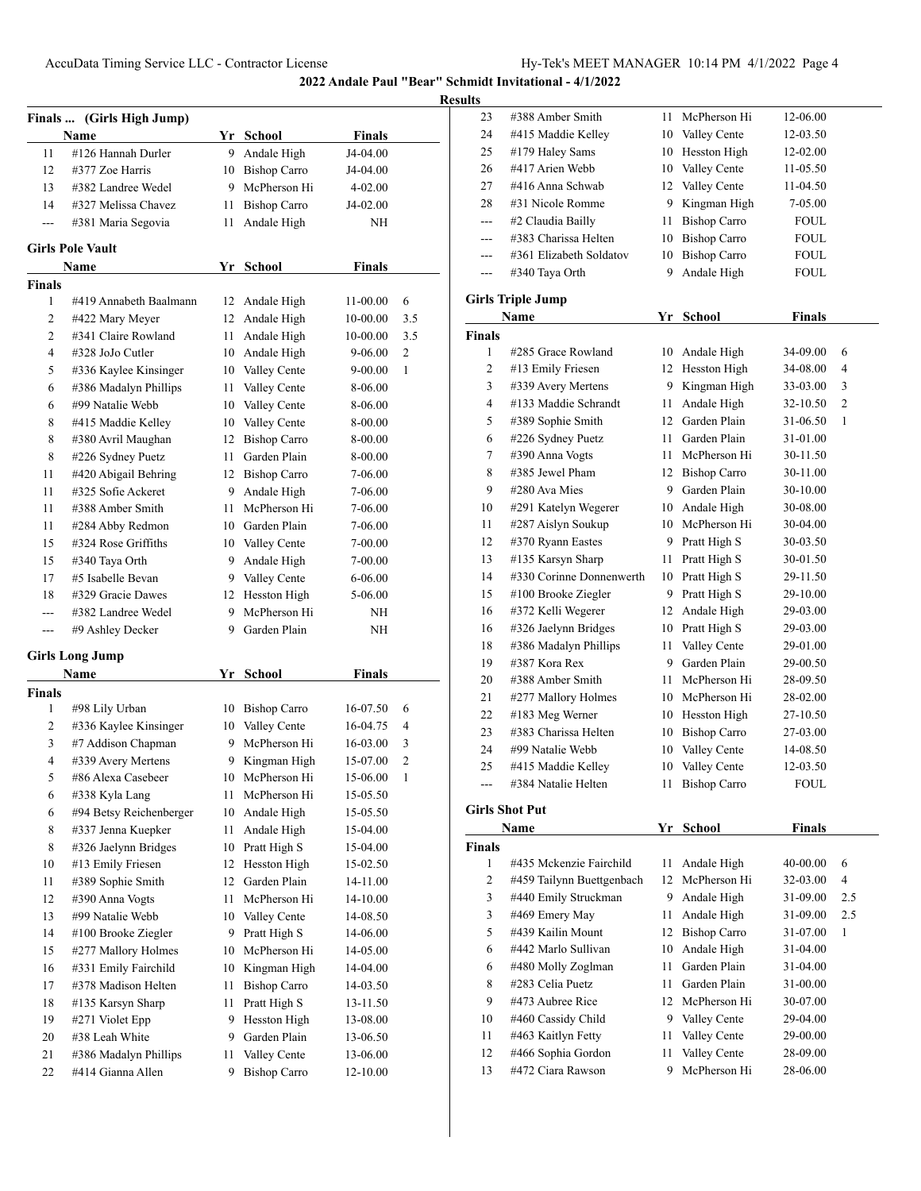# 2022 Andale Paul "Bear" Schmidt Invitational - 4/1/2022

## Results

### Finals ... (Girls High Jump)

| | Name | Yr | School | Finals | |
|---|---|---|---|---|---|
| 11 | #126 Hannah Durler | 9 | Andale High | J4-04.00 | |
| 12 | #377 Zoe Harris | 10 | Bishop Carro | J4-04.00 | |
| 13 | #382 Landree Wedel | 9 | McPherson Hi | 4-02.00 | |
| 14 | #327 Melissa Chavez | 11 | Bishop Carro | J4-02.00 | |
| --- | #381 Maria Segovia | 11 | Andale High | NH | |

### Girls Pole Vault

| | Name | Yr | School | Finals | |
|---|---|---|---|---|---|
| **Finals** | | | | | |
| 1 | #419 Annabeth Baalmann | 12 | Andale High | 11-00.00 | 6 |
| 2 | #422 Mary Meyer | 12 | Andale High | 10-00.00 | 3.5 |
| 2 | #341 Claire Rowland | 11 | Andale High | 10-00.00 | 3.5 |
| 4 | #328 JoJo Cutler | 10 | Andale High | 9-06.00 | 2 |
| 5 | #336 Kaylee Kinsinger | 10 | Valley Cente | 9-00.00 | 1 |
| 6 | #386 Madalyn Phillips | 11 | Valley Cente | 8-06.00 | |
| 6 | #99 Natalie Webb | 10 | Valley Cente | 8-06.00 | |
| 8 | #415 Maddie Kelley | 10 | Valley Cente | 8-00.00 | |
| 8 | #380 Avril Maughan | 12 | Bishop Carro | 8-00.00 | |
| 8 | #226 Sydney Puetz | 11 | Garden Plain | 8-00.00 | |
| 11 | #420 Abigail Behring | 12 | Bishop Carro | 7-06.00 | |
| 11 | #325 Sofie Ackeret | 9 | Andale High | 7-06.00 | |
| 11 | #388 Amber Smith | 11 | McPherson Hi | 7-06.00 | |
| 11 | #284 Abby Redmon | 10 | Garden Plain | 7-06.00 | |
| 15 | #324 Rose Griffiths | 10 | Valley Cente | 7-00.00 | |
| 15 | #340 Taya Orth | 9 | Andale High | 7-00.00 | |
| 17 | #5 Isabelle Bevan | 9 | Valley Cente | 6-06.00 | |
| 18 | #329 Gracie Dawes | 12 | Hesston High | 5-06.00 | |
| --- | #382 Landree Wedel | 9 | McPherson Hi | NH | |
| --- | #9 Ashley Decker | 9 | Garden Plain | NH | |

### Girls Long Jump

| | Name | Yr | School | Finals | |
|---|---|---|---|---|---|
| **Finals** | | | | | |
| 1 | #98 Lily Urban | 10 | Bishop Carro | 16-07.50 | 6 |
| 2 | #336 Kaylee Kinsinger | 10 | Valley Cente | 16-04.75 | 4 |
| 3 | #7 Addison Chapman | 9 | McPherson Hi | 16-03.00 | 3 |
| 4 | #339 Avery Mertens | 9 | Kingman High | 15-07.00 | 2 |
| 5 | #86 Alexa Casebeer | 10 | McPherson Hi | 15-06.00 | 1 |
| 6 | #338 Kyla Lang | 11 | McPherson Hi | 15-05.50 | |
| 6 | #94 Betsy Reichenberger | 10 | Andale High | 15-05.50 | |
| 8 | #337 Jenna Kuepker | 11 | Andale High | 15-04.00 | |
| 8 | #326 Jaelynn Bridges | 10 | Pratt High S | 15-04.00 | |
| 10 | #13 Emily Friesen | 12 | Hesston High | 15-02.50 | |
| 11 | #389 Sophie Smith | 12 | Garden Plain | 14-11.00 | |
| 12 | #390 Anna Vogts | 11 | McPherson Hi | 14-10.00 | |
| 13 | #99 Natalie Webb | 10 | Valley Cente | 14-08.50 | |
| 14 | #100 Brooke Ziegler | 9 | Pratt High S | 14-06.00 | |
| 15 | #277 Mallory Holmes | 10 | McPherson Hi | 14-05.00 | |
| 16 | #331 Emily Fairchild | 10 | Kingman High | 14-04.00 | |
| 17 | #378 Madison Helten | 11 | Bishop Carro | 14-03.50 | |
| 18 | #135 Karsyn Sharp | 11 | Pratt High S | 13-11.50 | |
| 19 | #271 Violet Epp | 9 | Hesston High | 13-08.00 | |
| 20 | #38 Leah White | 9 | Garden Plain | 13-06.50 | |
| 21 | #386 Madalyn Phillips | 11 | Valley Cente | 13-06.00 | |
| 22 | #414 Gianna Allen | 9 | Bishop Carro | 12-10.00 | |
| 23 | #388 Amber Smith | 11 | McPherson Hi | 12-06.00 | |
| 24 | #415 Maddie Kelley | 10 | Valley Cente | 12-03.50 | |
| 25 | #179 Haley Sams | 10 | Hesston High | 12-02.00 | |
| 26 | #417 Arien Webb | 10 | Valley Cente | 11-05.50 | |
| 27 | #416 Anna Schwab | 12 | Valley Cente | 11-04.50 | |
| 28 | #31 Nicole Romme | 9 | Kingman High | 7-05.00 | |
| --- | #2 Claudia Bailly | 11 | Bishop Carro | FOUL | |
| --- | #383 Charissa Helten | 10 | Bishop Carro | FOUL | |
| --- | #361 Elizabeth Soldatov | 10 | Bishop Carro | FOUL | |
| --- | #340 Taya Orth | 9 | Andale High | FOUL | |

### Girls Triple Jump

| | Name | Yr | School | Finals | |
|---|---|---|---|---|---|
| **Finals** | | | | | |
| 1 | #285 Grace Rowland | 10 | Andale High | 34-09.00 | 6 |
| 2 | #13 Emily Friesen | 12 | Hesston High | 34-08.00 | 4 |
| 3 | #339 Avery Mertens | 9 | Kingman High | 33-03.00 | 3 |
| 4 | #133 Maddie Schrandt | 11 | Andale High | 32-10.50 | 2 |
| 5 | #389 Sophie Smith | 12 | Garden Plain | 31-06.50 | 1 |
| 6 | #226 Sydney Puetz | 11 | Garden Plain | 31-01.00 | |
| 7 | #390 Anna Vogts | 11 | McPherson Hi | 30-11.50 | |
| 8 | #385 Jewel Pham | 12 | Bishop Carro | 30-11.00 | |
| 9 | #280 Ava Mies | 9 | Garden Plain | 30-10.00 | |
| 10 | #291 Katelyn Wegerer | 10 | Andale High | 30-08.00 | |
| 11 | #287 Aislyn Soukup | 10 | McPherson Hi | 30-04.00 | |
| 12 | #370 Ryann Eastes | 9 | Pratt High S | 30-03.50 | |
| 13 | #135 Karsyn Sharp | 11 | Pratt High S | 30-01.50 | |
| 14 | #330 Corinne Donnenwerth | 10 | Pratt High S | 29-11.50 | |
| 15 | #100 Brooke Ziegler | 9 | Pratt High S | 29-10.00 | |
| 16 | #372 Kelli Wegerer | 12 | Andale High | 29-03.00 | |
| 16 | #326 Jaelynn Bridges | 10 | Pratt High S | 29-03.00 | |
| 18 | #386 Madalyn Phillips | 11 | Valley Cente | 29-01.00 | |
| 19 | #387 Kora Rex | 9 | Garden Plain | 29-00.50 | |
| 20 | #388 Amber Smith | 11 | McPherson Hi | 28-09.50 | |
| 21 | #277 Mallory Holmes | 10 | McPherson Hi | 28-02.00 | |
| 22 | #183 Meg Werner | 10 | Hesston High | 27-10.50 | |
| 23 | #383 Charissa Helten | 10 | Bishop Carro | 27-03.00 | |
| 24 | #99 Natalie Webb | 10 | Valley Cente | 14-08.50 | |
| 25 | #415 Maddie Kelley | 10 | Valley Cente | 12-03.50 | |
| --- | #384 Natalie Helten | 11 | Bishop Carro | FOUL | |

### Girls Shot Put

| | Name | Yr | School | Finals | |
|---|---|---|---|---|---|
| **Finals** | | | | | |
| 1 | #435 Mckenzie Fairchild | 11 | Andale High | 40-00.00 | 6 |
| 2 | #459 Tailynn Buettgenbach | 12 | McPherson Hi | 32-03.00 | 4 |
| 3 | #440 Emily Struckman | 9 | Andale High | 31-09.00 | 2.5 |
| 3 | #469 Emery May | 11 | Andale High | 31-09.00 | 2.5 |
| 5 | #439 Kailin Mount | 12 | Bishop Carro | 31-07.00 | 1 |
| 6 | #442 Marlo Sullivan | 10 | Andale High | 31-04.00 | |
| 6 | #480 Molly Zoglman | 11 | Garden Plain | 31-04.00 | |
| 8 | #283 Celia Puetz | 11 | Garden Plain | 31-00.00 | |
| 9 | #473 Aubree Rice | 12 | McPherson Hi | 30-07.00 | |
| 10 | #460 Cassidy Child | 9 | Valley Cente | 29-04.00 | |
| 11 | #463 Kaitlyn Fetty | 11 | Valley Cente | 29-00.00 | |
| 12 | #466 Sophia Gordon | 11 | Valley Cente | 28-09.00 | |
| 13 | #472 Ciara Rawson | 9 | McPherson Hi | 28-06.00 | |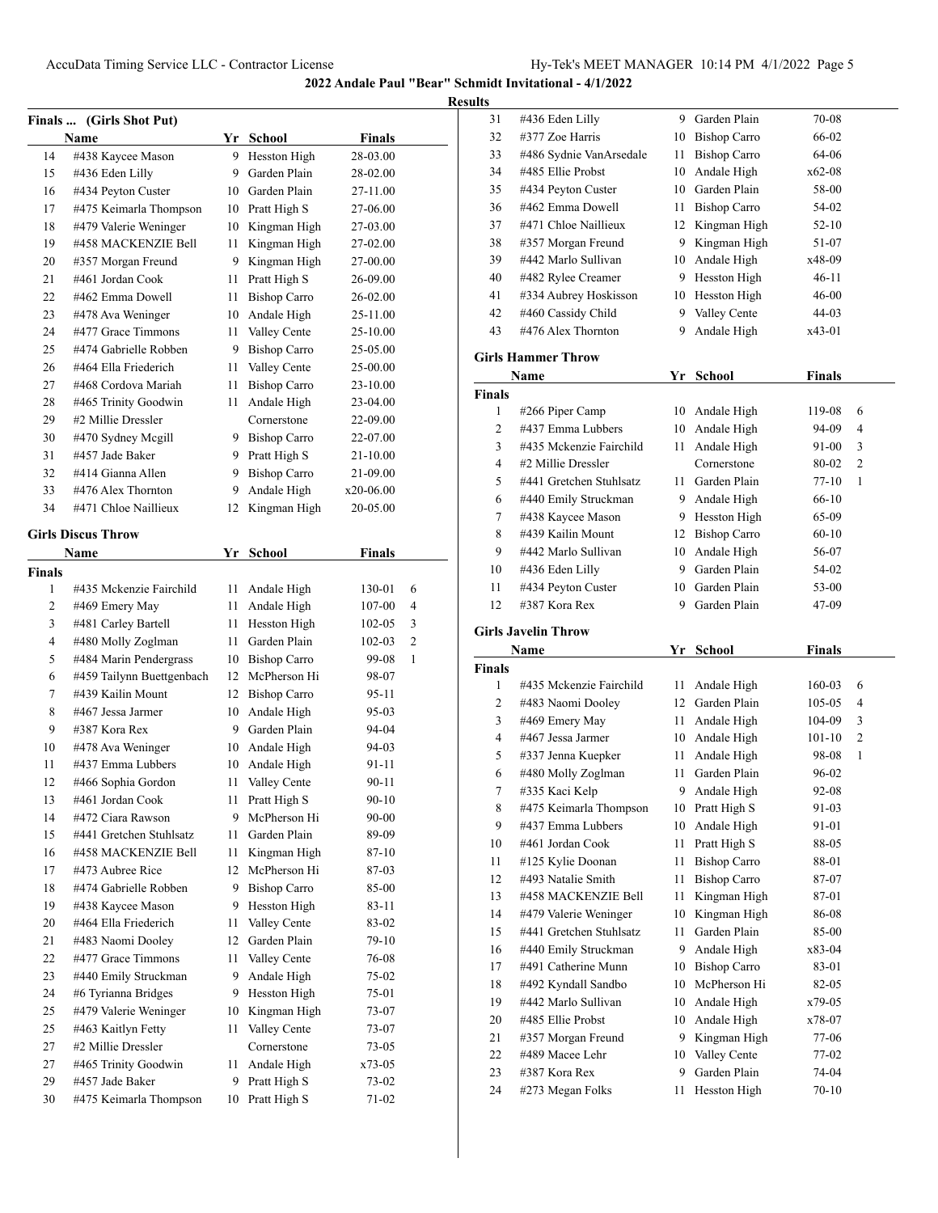## 2022 Andale Paul "Bear" Schmidt Invitational - 4/1/2022

### Results

#### Finals ... (Girls Shot Put)

| | Name | Yr | School | Finals |
|---|---|---|---|---|
| 14 | #438 Kaycee Mason | 9 | Hesston High | 28-03.00 |
| 15 | #436 Eden Lilly | 9 | Garden Plain | 28-02.00 |
| 16 | #434 Peyton Custer | 10 | Garden Plain | 27-11.00 |
| 17 | #475 Keimarla Thompson | 10 | Pratt High S | 27-06.00 |
| 18 | #479 Valerie Weninger | 10 | Kingman High | 27-03.00 |
| 19 | #458 MACKENZIE Bell | 11 | Kingman High | 27-02.00 |
| 20 | #357 Morgan Freund | 9 | Kingman High | 27-00.00 |
| 21 | #461 Jordan Cook | 11 | Pratt High S | 26-09.00 |
| 22 | #462 Emma Dowell | 11 | Bishop Carro | 26-02.00 |
| 23 | #478 Ava Weninger | 10 | Andale High | 25-11.00 |
| 24 | #477 Grace Timmons | 11 | Valley Cente | 25-10.00 |
| 25 | #474 Gabrielle Robben | 9 | Bishop Carro | 25-05.00 |
| 26 | #464 Ella Friederich | 11 | Valley Cente | 25-00.00 |
| 27 | #468 Cordova Mariah | 11 | Bishop Carro | 23-10.00 |
| 28 | #465 Trinity Goodwin | 11 | Andale High | 23-04.00 |
| 29 | #2 Millie Dressler | | Cornerstone | 22-09.00 |
| 30 | #470 Sydney Mcgill | 9 | Bishop Carro | 22-07.00 |
| 31 | #457 Jade Baker | 9 | Pratt High S | 21-10.00 |
| 32 | #414 Gianna Allen | 9 | Bishop Carro | 21-09.00 |
| 33 | #476 Alex Thornton | 9 | Andale High | x20-06.00 |
| 34 | #471 Chloe Naillieux | 12 | Kingman High | 20-05.00 |

#### Girls Discus Throw

| | Name | Yr | School | Finals | |
|---|---|---|---|---|---|
| **Finals** | | | | | |
| 1 | #435 Mckenzie Fairchild | 11 | Andale High | 130-01 | 6 |
| 2 | #469 Emery May | 11 | Andale High | 107-00 | 4 |
| 3 | #481 Carley Bartell | 11 | Hesston High | 102-05 | 3 |
| 4 | #480 Molly Zoglman | 11 | Garden Plain | 102-03 | 2 |
| 5 | #484 Marin Pendergrass | 10 | Bishop Carro | 99-08 | 1 |
| 6 | #459 Tailynn Buettgenbach | 12 | McPherson Hi | 98-07 | |
| 7 | #439 Kailin Mount | 12 | Bishop Carro | 95-11 | |
| 8 | #467 Jessa Jarmer | 10 | Andale High | 95-03 | |
| 9 | #387 Kora Rex | 9 | Garden Plain | 94-04 | |
| 10 | #478 Ava Weninger | 10 | Andale High | 94-03 | |
| 11 | #437 Emma Lubbers | 10 | Andale High | 91-11 | |
| 12 | #466 Sophia Gordon | 11 | Valley Cente | 90-11 | |
| 13 | #461 Jordan Cook | 11 | Pratt High S | 90-10 | |
| 14 | #472 Ciara Rawson | 9 | McPherson Hi | 90-00 | |
| 15 | #441 Gretchen Stuhlsatz | 11 | Garden Plain | 89-09 | |
| 16 | #458 MACKENZIE Bell | 11 | Kingman High | 87-10 | |
| 17 | #473 Aubree Rice | 12 | McPherson Hi | 87-03 | |
| 18 | #474 Gabrielle Robben | 9 | Bishop Carro | 85-00 | |
| 19 | #438 Kaycee Mason | 9 | Hesston High | 83-11 | |
| 20 | #464 Ella Friederich | 11 | Valley Cente | 83-02 | |
| 21 | #483 Naomi Dooley | 12 | Garden Plain | 79-10 | |
| 22 | #477 Grace Timmons | 11 | Valley Cente | 76-08 | |
| 23 | #440 Emily Struckman | 9 | Andale High | 75-02 | |
| 24 | #6 Tyrianna Bridges | 9 | Hesston High | 75-01 | |
| 25 | #479 Valerie Weninger | 10 | Kingman High | 73-07 | |
| 25 | #463 Kaitlyn Fetty | 11 | Valley Cente | 73-07 | |
| 27 | #2 Millie Dressler | | Cornerstone | 73-05 | |
| 27 | #465 Trinity Goodwin | 11 | Andale High | x73-05 | |
| 29 | #457 Jade Baker | 9 | Pratt High S | 73-02 | |
| 30 | #475 Keimarla Thompson | 10 | Pratt High S | 71-02 | |
| 31 | #436 Eden Lilly | 9 | Garden Plain | 70-08 | |
| 32 | #377 Zoe Harris | 10 | Bishop Carro | 66-02 | |
| 33 | #486 Sydnie VanArsedale | 11 | Bishop Carro | 64-06 | |
| 34 | #485 Ellie Probst | 10 | Andale High | x62-08 | |
| 35 | #434 Peyton Custer | 10 | Garden Plain | 58-00 | |
| 36 | #462 Emma Dowell | 11 | Bishop Carro | 54-02 | |
| 37 | #471 Chloe Naillieux | 12 | Kingman High | 52-10 | |
| 38 | #357 Morgan Freund | 9 | Kingman High | 51-07 | |
| 39 | #442 Marlo Sullivan | 10 | Andale High | x48-09 | |
| 40 | #482 Rylee Creamer | 9 | Hesston High | 46-11 | |
| 41 | #334 Aubrey Hoskisson | 10 | Hesston High | 46-00 | |
| 42 | #460 Cassidy Child | 9 | Valley Cente | 44-03 | |
| 43 | #476 Alex Thornton | 9 | Andale High | x43-01 | |

#### Girls Hammer Throw

| | Name | Yr | School | Finals | |
|---|---|---|---|---|---|
| **Finals** | | | | | |
| 1 | #266 Piper Camp | 10 | Andale High | 119-08 | 6 |
| 2 | #437 Emma Lubbers | 10 | Andale High | 94-09 | 4 |
| 3 | #435 Mckenzie Fairchild | 11 | Andale High | 91-00 | 3 |
| 4 | #2 Millie Dressler | | Cornerstone | 80-02 | 2 |
| 5 | #441 Gretchen Stuhlsatz | 11 | Garden Plain | 77-10 | 1 |
| 6 | #440 Emily Struckman | 9 | Andale High | 66-10 | |
| 7 | #438 Kaycee Mason | 9 | Hesston High | 65-09 | |
| 8 | #439 Kailin Mount | 12 | Bishop Carro | 60-10 | |
| 9 | #442 Marlo Sullivan | 10 | Andale High | 56-07 | |
| 10 | #436 Eden Lilly | 9 | Garden Plain | 54-02 | |
| 11 | #434 Peyton Custer | 10 | Garden Plain | 53-00 | |
| 12 | #387 Kora Rex | 9 | Garden Plain | 47-09 | |

#### Girls Javelin Throw

| | Name | Yr | School | Finals | |
|---|---|---|---|---|---|
| **Finals** | | | | | |
| 1 | #435 Mckenzie Fairchild | 11 | Andale High | 160-03 | 6 |
| 2 | #483 Naomi Dooley | 12 | Garden Plain | 105-05 | 4 |
| 3 | #469 Emery May | 11 | Andale High | 104-09 | 3 |
| 4 | #467 Jessa Jarmer | 10 | Andale High | 101-10 | 2 |
| 5 | #337 Jenna Kuepker | 11 | Andale High | 98-08 | 1 |
| 6 | #480 Molly Zoglman | 11 | Garden Plain | 96-02 | |
| 7 | #335 Kaci Kelp | 9 | Andale High | 92-08 | |
| 8 | #475 Keimarla Thompson | 10 | Pratt High S | 91-03 | |
| 9 | #437 Emma Lubbers | 10 | Andale High | 91-01 | |
| 10 | #461 Jordan Cook | 11 | Pratt High S | 88-05 | |
| 11 | #125 Kylie Doonan | 11 | Bishop Carro | 88-01 | |
| 12 | #493 Natalie Smith | 11 | Bishop Carro | 87-07 | |
| 13 | #458 MACKENZIE Bell | 11 | Kingman High | 87-01 | |
| 14 | #479 Valerie Weninger | 10 | Kingman High | 86-08 | |
| 15 | #441 Gretchen Stuhlsatz | 11 | Garden Plain | 85-00 | |
| 16 | #440 Emily Struckman | 9 | Andale High | x83-04 | |
| 17 | #491 Catherine Munn | 10 | Bishop Carro | 83-01 | |
| 18 | #492 Kyndall Sandbo | 10 | McPherson Hi | 82-05 | |
| 19 | #442 Marlo Sullivan | 10 | Andale High | x79-05 | |
| 20 | #485 Ellie Probst | 10 | Andale High | x78-07 | |
| 21 | #357 Morgan Freund | 9 | Kingman High | 77-06 | |
| 22 | #489 Macee Lehr | 10 | Valley Cente | 77-02 | |
| 23 | #387 Kora Rex | 9 | Garden Plain | 74-04 | |
| 24 | #273 Megan Folks | 11 | Hesston High | 70-10 | |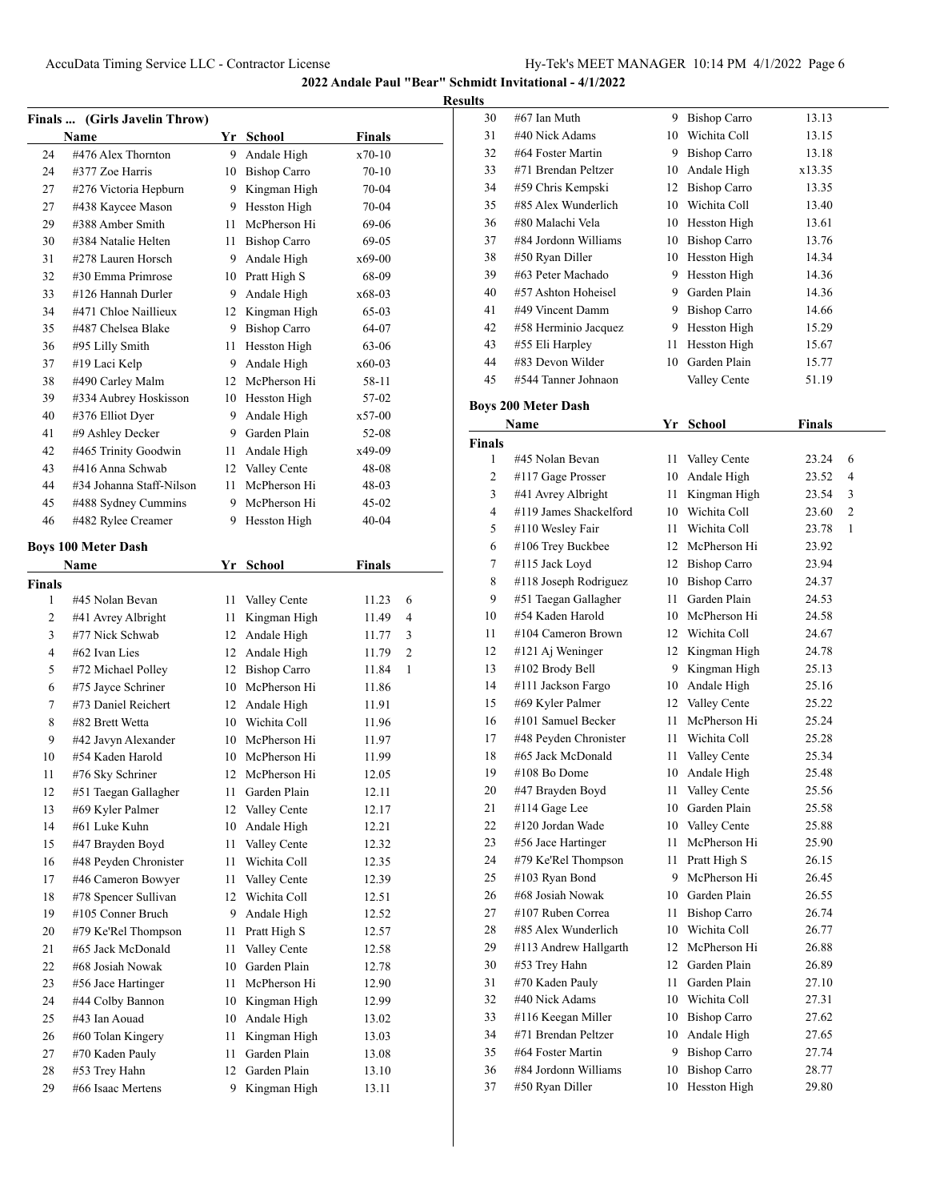**2022 Andale Paul "Bear" Schmidt Invitational - 4/1/2022**

**Results**

### Finals ... (Girls Javelin Throw)

| | Name | Yr | School | Finals |
|---|---|---|---|---|
| 24 | #476 Alex Thornton | 9 | Andale High | x70-10 |
| 24 | #377 Zoe Harris | 10 | Bishop Carro | 70-10 |
| 27 | #276 Victoria Hepburn | 9 | Kingman High | 70-04 |
| 27 | #438 Kaycee Mason | 9 | Hesston High | 70-04 |
| 29 | #388 Amber Smith | 11 | McPherson Hi | 69-06 |
| 30 | #384 Natalie Helten | 11 | Bishop Carro | 69-05 |
| 31 | #278 Lauren Horsch | 9 | Andale High | x69-00 |
| 32 | #30 Emma Primrose | 10 | Pratt High S | 68-09 |
| 33 | #126 Hannah Durler | 9 | Andale High | x68-03 |
| 34 | #471 Chloe Naillieux | 12 | Kingman High | 65-03 |
| 35 | #487 Chelsea Blake | 9 | Bishop Carro | 64-07 |
| 36 | #95 Lilly Smith | 11 | Hesston High | 63-06 |
| 37 | #19 Laci Kelp | 9 | Andale High | x60-03 |
| 38 | #490 Carley Malm | 12 | McPherson Hi | 58-11 |
| 39 | #334 Aubrey Hoskisson | 10 | Hesston High | 57-02 |
| 40 | #376 Elliot Dyer | 9 | Andale High | x57-00 |
| 41 | #9 Ashley Decker | 9 | Garden Plain | 52-08 |
| 42 | #465 Trinity Goodwin | 11 | Andale High | x49-09 |
| 43 | #416 Anna Schwab | 12 | Valley Cente | 48-08 |
| 44 | #34 Johanna Staff-Nilson | 11 | McPherson Hi | 48-03 |
| 45 | #488 Sydney Cummins | 9 | McPherson Hi | 45-02 |
| 46 | #482 Rylee Creamer | 9 | Hesston High | 40-04 |

### Boys 100 Meter Dash

| | Name | Yr | School | Finals | |
|---|---|---|---|---|---|
| **Finals** | | | | | |
| 1 | #45 Nolan Bevan | 11 | Valley Cente | 11.23 | 6 |
| 2 | #41 Avrey Albright | 11 | Kingman High | 11.49 | 4 |
| 3 | #77 Nick Schwab | 12 | Andale High | 11.77 | 3 |
| 4 | #62 Ivan Lies | 12 | Andale High | 11.79 | 2 |
| 5 | #72 Michael Polley | 12 | Bishop Carro | 11.84 | 1 |
| 6 | #75 Jayce Schriner | 10 | McPherson Hi | 11.86 | |
| 7 | #73 Daniel Reichert | 12 | Andale High | 11.91 | |
| 8 | #82 Brett Wetta | 10 | Wichita Coll | 11.96 | |
| 9 | #42 Javyn Alexander | 10 | McPherson Hi | 11.97 | |
| 10 | #54 Kaden Harold | 10 | McPherson Hi | 11.99 | |
| 11 | #76 Sky Schriner | 12 | McPherson Hi | 12.05 | |
| 12 | #51 Taegan Gallagher | 11 | Garden Plain | 12.11 | |
| 13 | #69 Kyler Palmer | 12 | Valley Cente | 12.17 | |
| 14 | #61 Luke Kuhn | 10 | Andale High | 12.21 | |
| 15 | #47 Brayden Boyd | 11 | Valley Cente | 12.32 | |
| 16 | #48 Peyden Chronister | 11 | Wichita Coll | 12.35 | |
| 17 | #46 Cameron Bowyer | 11 | Valley Cente | 12.39 | |
| 18 | #78 Spencer Sullivan | 12 | Wichita Coll | 12.51 | |
| 19 | #105 Conner Bruch | 9 | Andale High | 12.52 | |
| 20 | #79 Ke'Rel Thompson | 11 | Pratt High S | 12.57 | |
| 21 | #65 Jack McDonald | 11 | Valley Cente | 12.58 | |
| 22 | #68 Josiah Nowak | 10 | Garden Plain | 12.78 | |
| 23 | #56 Jace Hartinger | 11 | McPherson Hi | 12.90 | |
| 24 | #44 Colby Bannon | 10 | Kingman High | 12.99 | |
| 25 | #43 Ian Aouad | 10 | Andale High | 13.02 | |
| 26 | #60 Tolan Kingery | 11 | Kingman High | 13.03 | |
| 27 | #70 Kaden Pauly | 11 | Garden Plain | 13.08 | |
| 28 | #53 Trey Hahn | 12 | Garden Plain | 13.10 | |
| 29 | #66 Isaac Mertens | 9 | Kingman High | 13.11 | |
| 30 | #67 Ian Muth | 9 | Bishop Carro | 13.13 | |
| 31 | #40 Nick Adams | 10 | Wichita Coll | 13.15 | |
| 32 | #64 Foster Martin | 9 | Bishop Carro | 13.18 | |
| 33 | #71 Brendan Peltzer | 10 | Andale High | x13.35 | |
| 34 | #59 Chris Kempski | 12 | Bishop Carro | 13.35 | |
| 35 | #85 Alex Wunderlich | 10 | Wichita Coll | 13.40 | |
| 36 | #80 Malachi Vela | 10 | Hesston High | 13.61 | |
| 37 | #84 Jordonn Williams | 10 | Bishop Carro | 13.76 | |
| 38 | #50 Ryan Diller | 10 | Hesston High | 14.34 | |
| 39 | #63 Peter Machado | 9 | Hesston High | 14.36 | |
| 40 | #57 Ashton Hoheisel | 9 | Garden Plain | 14.36 | |
| 41 | #49 Vincent Damm | 9 | Bishop Carro | 14.66 | |
| 42 | #58 Herminio Jacquez | 9 | Hesston High | 15.29 | |
| 43 | #55 Eli Harpley | 11 | Hesston High | 15.67 | |
| 44 | #83 Devon Wilder | 10 | Garden Plain | 15.77 | |
| 45 | #544 Tanner Johnaon | | Valley Cente | 51.19 | |

### Boys 200 Meter Dash

| | Name | Yr | School | Finals | |
|---|---|---|---|---|---|
| **Finals** | | | | | |
| 1 | #45 Nolan Bevan | 11 | Valley Cente | 23.24 | 6 |
| 2 | #117 Gage Prosser | 10 | Andale High | 23.52 | 4 |
| 3 | #41 Avrey Albright | 11 | Kingman High | 23.54 | 3 |
| 4 | #119 James Shackelford | 10 | Wichita Coll | 23.60 | 2 |
| 5 | #110 Wesley Fair | 11 | Wichita Coll | 23.78 | 1 |
| 6 | #106 Trey Buckbee | 12 | McPherson Hi | 23.92 | |
| 7 | #115 Jack Loyd | 12 | Bishop Carro | 23.94 | |
| 8 | #118 Joseph Rodriguez | 10 | Bishop Carro | 24.37 | |
| 9 | #51 Taegan Gallagher | 11 | Garden Plain | 24.53 | |
| 10 | #54 Kaden Harold | 10 | McPherson Hi | 24.58 | |
| 11 | #104 Cameron Brown | 12 | Wichita Coll | 24.67 | |
| 12 | #121 Aj Weninger | 12 | Kingman High | 24.78 | |
| 13 | #102 Brody Bell | 9 | Kingman High | 25.13 | |
| 14 | #111 Jackson Fargo | 10 | Andale High | 25.16 | |
| 15 | #69 Kyler Palmer | 12 | Valley Cente | 25.22 | |
| 16 | #101 Samuel Becker | 11 | McPherson Hi | 25.24 | |
| 17 | #48 Peyden Chronister | 11 | Wichita Coll | 25.28 | |
| 18 | #65 Jack McDonald | 11 | Valley Cente | 25.34 | |
| 19 | #108 Bo Dome | 10 | Andale High | 25.48 | |
| 20 | #47 Brayden Boyd | 11 | Valley Cente | 25.56 | |
| 21 | #114 Gage Lee | 10 | Garden Plain | 25.58 | |
| 22 | #120 Jordan Wade | 10 | Valley Cente | 25.88 | |
| 23 | #56 Jace Hartinger | 11 | McPherson Hi | 25.90 | |
| 24 | #79 Ke'Rel Thompson | 11 | Pratt High S | 26.15 | |
| 25 | #103 Ryan Bond | 9 | McPherson Hi | 26.45 | |
| 26 | #68 Josiah Nowak | 10 | Garden Plain | 26.55 | |
| 27 | #107 Ruben Correa | 11 | Bishop Carro | 26.74 | |
| 28 | #85 Alex Wunderlich | 10 | Wichita Coll | 26.77 | |
| 29 | #113 Andrew Hallgarth | 12 | McPherson Hi | 26.88 | |
| 30 | #53 Trey Hahn | 12 | Garden Plain | 26.89 | |
| 31 | #70 Kaden Pauly | 11 | Garden Plain | 27.10 | |
| 32 | #40 Nick Adams | 10 | Wichita Coll | 27.31 | |
| 33 | #116 Keegan Miller | 10 | Bishop Carro | 27.62 | |
| 34 | #71 Brendan Peltzer | 10 | Andale High | 27.65 | |
| 35 | #64 Foster Martin | 9 | Bishop Carro | 27.74 | |
| 36 | #84 Jordonn Williams | 10 | Bishop Carro | 28.77 | |
| 37 | #50 Ryan Diller | 10 | Hesston High | 29.80 | |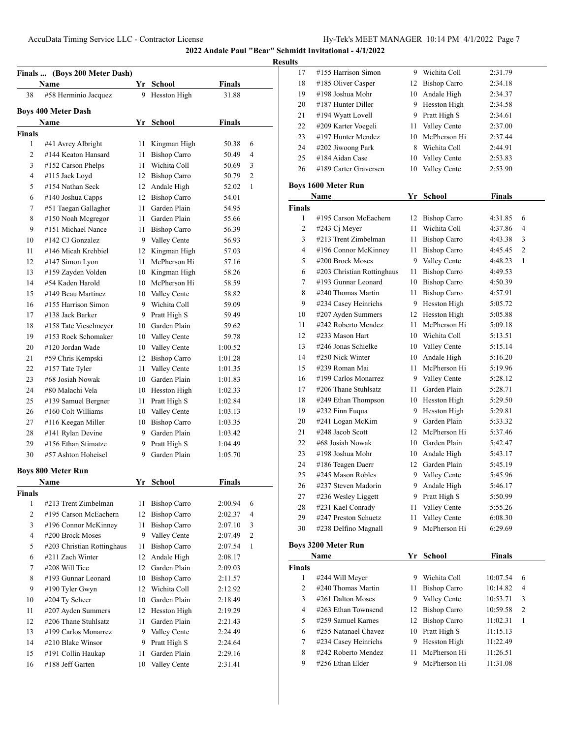**2022 Andale Paul "Bear" Schmidt Invitational - 4/1/2022**

**Results**

### Finals ... (Boys 200 Meter Dash)

| | Name | Yr | School | Finals | |
|---|---|---|---|---|---|
| 38 | #58 Herminio Jacquez | 9 | Hesston High | 31.88 | |

### Boys 400 Meter Dash

| | Name | Yr | School | Finals | |
|---|---|---|---|---|---|
| **Finals** | | | | | |
| 1 | #41 Avrey Albright | 11 | Kingman High | 50.38 | 6 |
| 2 | #144 Keaton Hansard | 11 | Bishop Carro | 50.49 | 4 |
| 3 | #152 Carson Phelps | 11 | Wichita Coll | 50.69 | 3 |
| 4 | #115 Jack Loyd | 12 | Bishop Carro | 50.79 | 2 |
| 5 | #154 Nathan Seck | 12 | Andale High | 52.02 | 1 |
| 6 | #140 Joshua Capps | 12 | Bishop Carro | 54.01 | |
| 7 | #51 Taegan Gallagher | 11 | Garden Plain | 54.95 | |
| 8 | #150 Noah Mcgregor | 11 | Garden Plain | 55.66 | |
| 9 | #151 Michael Nance | 11 | Bishop Carro | 56.39 | |
| 10 | #142 CJ Gonzalez | 9 | Valley Cente | 56.93 | |
| 11 | #146 Micah Krehbiel | 12 | Kingman High | 57.03 | |
| 12 | #147 Simon Lyon | 11 | McPherson Hi | 57.16 | |
| 13 | #159 Zayden Volden | 10 | Kingman High | 58.26 | |
| 14 | #54 Kaden Harold | 10 | McPherson Hi | 58.59 | |
| 15 | #149 Beau Martinez | 10 | Valley Cente | 58.82 | |
| 16 | #155 Harrison Simon | 9 | Wichita Coll | 59.09 | |
| 17 | #138 Jack Barker | 9 | Pratt High S | 59.49 | |
| 18 | #158 Tate Vieselmeyer | 10 | Garden Plain | 59.62 | |
| 19 | #153 Rock Schomaker | 10 | Valley Cente | 59.78 | |
| 20 | #120 Jordan Wade | 10 | Valley Cente | 1:00.52 | |
| 21 | #59 Chris Kempski | 12 | Bishop Carro | 1:01.28 | |
| 22 | #157 Tate Tyler | 11 | Valley Cente | 1:01.35 | |
| 23 | #68 Josiah Nowak | 10 | Garden Plain | 1:01.83 | |
| 24 | #80 Malachi Vela | 10 | Hesston High | 1:02.33 | |
| 25 | #139 Samuel Bergner | 11 | Pratt High S | 1:02.84 | |
| 26 | #160 Colt Williams | 10 | Valley Cente | 1:03.13 | |
| 27 | #116 Keegan Miller | 10 | Bishop Carro | 1:03.35 | |
| 28 | #141 Rylan Devine | 9 | Garden Plain | 1:03.42 | |
| 29 | #156 Ethan Stimatze | 9 | Pratt High S | 1:04.49 | |
| 30 | #57 Ashton Hoheisel | 9 | Garden Plain | 1:05.70 | |

### Boys 800 Meter Run

| | Name | Yr | School | Finals | |
|---|---|---|---|---|---|
| **Finals** | | | | | |
| 1 | #213 Trent Zimbelman | 11 | Bishop Carro | 2:00.94 | 6 |
| 2 | #195 Carson McEachern | 12 | Bishop Carro | 2:02.37 | 4 |
| 3 | #196 Connor McKinney | 11 | Bishop Carro | 2:07.10 | 3 |
| 4 | #200 Brock Moses | 9 | Valley Cente | 2:07.49 | 2 |
| 5 | #203 Christian Rottinghaus | 11 | Bishop Carro | 2:07.54 | 1 |
| 6 | #211 Zach Winter | 12 | Andale High | 2:08.17 | |
| 7 | #208 Will Tice | 12 | Garden Plain | 2:09.03 | |
| 8 | #193 Gunnar Leonard | 10 | Bishop Carro | 2:11.57 | |
| 9 | #190 Tyler Gwyn | 12 | Wichita Coll | 2:12.92 | |
| 10 | #204 Ty Scheer | 10 | Garden Plain | 2:18.49 | |
| 11 | #207 Ayden Summers | 12 | Hesston High | 2:19.29 | |
| 12 | #206 Thane Stuhlsatz | 11 | Garden Plain | 2:21.43 | |
| 13 | #199 Carlos Monarrez | 9 | Valley Cente | 2:24.49 | |
| 14 | #210 Blake Winsor | 9 | Pratt High S | 2:24.64 | |
| 15 | #191 Collin Haukap | 11 | Garden Plain | 2:29.16 | |
| 16 | #188 Jeff Garten | 10 | Valley Cente | 2:31.41 | |
| 17 | #155 Harrison Simon | 9 | Wichita Coll | 2:31.79 | |
| 18 | #185 Oliver Casper | 12 | Bishop Carro | 2:34.18 | |
| 19 | #198 Joshua Mohr | 10 | Andale High | 2:34.37 | |
| 20 | #187 Hunter Diller | 9 | Hesston High | 2:34.58 | |
| 21 | #194 Wyatt Lovell | 9 | Pratt High S | 2:34.61 | |
| 22 | #209 Karter Voegeli | 11 | Valley Cente | 2:37.00 | |
| 23 | #197 Hunter Mendez | 10 | McPherson Hi | 2:37.44 | |
| 24 | #202 Jiwoong Park | 8 | Wichita Coll | 2:44.91 | |
| 25 | #184 Aidan Case | 10 | Valley Cente | 2:53.83 | |
| 26 | #189 Carter Graversen | 10 | Valley Cente | 2:53.90 | |

### Boys 1600 Meter Run

| | Name | Yr | School | Finals | |
|---|---|---|---|---|---|
| **Finals** | | | | | |
| 1 | #195 Carson McEachern | 12 | Bishop Carro | 4:31.85 | 6 |
| 2 | #243 Cj Meyer | 11 | Wichita Coll | 4:37.86 | 4 |
| 3 | #213 Trent Zimbelman | 11 | Bishop Carro | 4:43.38 | 3 |
| 4 | #196 Connor McKinney | 11 | Bishop Carro | 4:45.45 | 2 |
| 5 | #200 Brock Moses | 9 | Valley Cente | 4:48.23 | 1 |
| 6 | #203 Christian Rottinghaus | 11 | Bishop Carro | 4:49.53 | |
| 7 | #193 Gunnar Leonard | 10 | Bishop Carro | 4:50.39 | |
| 8 | #240 Thomas Martin | 11 | Bishop Carro | 4:57.91 | |
| 9 | #234 Casey Heinrichs | 9 | Hesston High | 5:05.72 | |
| 10 | #207 Ayden Summers | 12 | Hesston High | 5:05.88 | |
| 11 | #242 Roberto Mendez | 11 | McPherson Hi | 5:09.18 | |
| 12 | #233 Mason Hart | 10 | Wichita Coll | 5:13.51 | |
| 13 | #246 Jonas Schielke | 10 | Valley Cente | 5:15.14 | |
| 14 | #250 Nick Winter | 10 | Andale High | 5:16.20 | |
| 15 | #239 Roman Mai | 11 | McPherson Hi | 5:19.96 | |
| 16 | #199 Carlos Monarrez | 9 | Valley Cente | 5:28.12 | |
| 17 | #206 Thane Stuhlsatz | 11 | Garden Plain | 5:28.71 | |
| 18 | #249 Ethan Thompson | 10 | Hesston High | 5:29.50 | |
| 19 | #232 Finn Fuqua | 9 | Hesston High | 5:29.81 | |
| 20 | #241 Logan McKim | 9 | Garden Plain | 5:33.32 | |
| 21 | #248 Jacob Scott | 12 | McPherson Hi | 5:37.46 | |
| 22 | #68 Josiah Nowak | 10 | Garden Plain | 5:42.47 | |
| 23 | #198 Joshua Mohr | 10 | Andale High | 5:43.17 | |
| 24 | #186 Teagen Daerr | 12 | Garden Plain | 5:45.19 | |
| 25 | #245 Mason Robles | 9 | Valley Cente | 5:45.96 | |
| 26 | #237 Steven Madorin | 9 | Andale High | 5:46.17 | |
| 27 | #236 Wesley Liggett | 9 | Pratt High S | 5:50.99 | |
| 28 | #231 Kael Conrady | 11 | Valley Cente | 5:55.26 | |
| 29 | #247 Preston Schuetz | 11 | Valley Cente | 6:08.30 | |
| 30 | #238 Delfino Magnall | 9 | McPherson Hi | 6:29.69 | |

### Boys 3200 Meter Run

| | Name | Yr | School | Finals | |
|---|---|---|---|---|---|
| **Finals** | | | | | |
| 1 | #244 Will Meyer | 9 | Wichita Coll | 10:07.54 | 6 |
| 2 | #240 Thomas Martin | 11 | Bishop Carro | 10:14.82 | 4 |
| 3 | #261 Dalton Moses | 9 | Valley Cente | 10:53.71 | 3 |
| 4 | #263 Ethan Townsend | 12 | Bishop Carro | 10:59.58 | 2 |
| 5 | #259 Samuel Karnes | 12 | Bishop Carro | 11:02.31 | 1 |
| 6 | #255 Natanael Chavez | 10 | Pratt High S | 11:15.13 | |
| 7 | #234 Casey Heinrichs | 9 | Hesston High | 11:22.49 | |
| 8 | #242 Roberto Mendez | 11 | McPherson Hi | 11:26.51 | |
| 9 | #256 Ethan Elder | 9 | McPherson Hi | 11:31.08 | |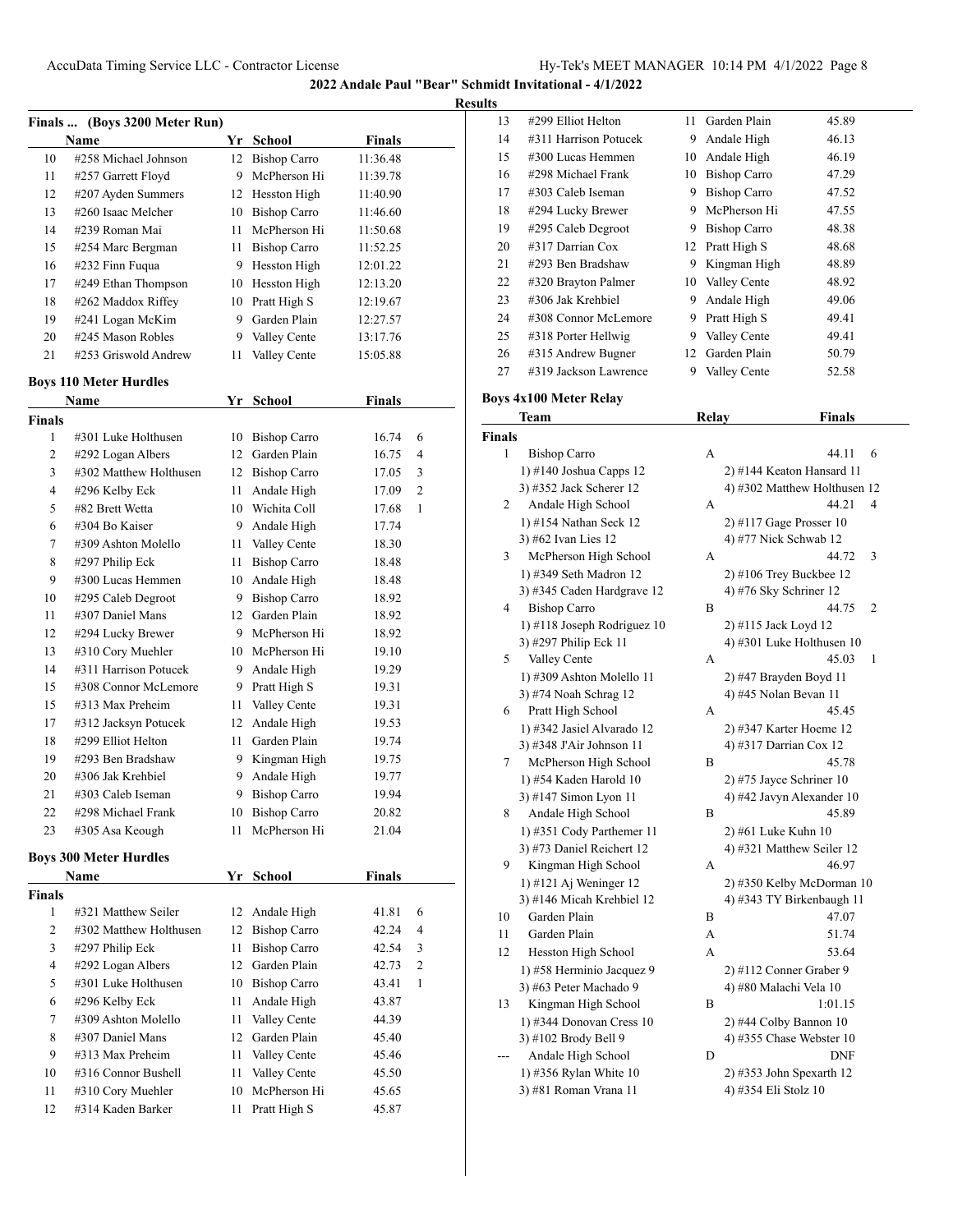## 2022 Andale Paul "Bear" Schmidt Invitational - 4/1/2022

### Results

### Finals ... (Boys 3200 Meter Run)

| | Name | Yr | School | Finals |
|---|---|---|---|---|
| 10 | #258 Michael Johnson | 12 | Bishop Carro | 11:36.48 |
| 11 | #257 Garrett Floyd | 9 | McPherson Hi | 11:39.78 |
| 12 | #207 Ayden Summers | 12 | Hesston High | 11:40.90 |
| 13 | #260 Isaac Melcher | 10 | Bishop Carro | 11:46.60 |
| 14 | #239 Roman Mai | 11 | McPherson Hi | 11:50.68 |
| 15 | #254 Marc Bergman | 11 | Bishop Carro | 11:52.25 |
| 16 | #232 Finn Fuqua | 9 | Hesston High | 12:01.22 |
| 17 | #249 Ethan Thompson | 10 | Hesston High | 12:13.20 |
| 18 | #262 Maddox Riffey | 10 | Pratt High S | 12:19.67 |
| 19 | #241 Logan McKim | 9 | Garden Plain | 12:27.57 |
| 20 | #245 Mason Robles | 9 | Valley Cente | 13:17.76 |
| 21 | #253 Griswold Andrew | 11 | Valley Cente | 15:05.88 |

### Boys 110 Meter Hurdles

| | Name | Yr | School | Finals | |
|---|---|---|---|---|---|
| **Finals** | | | | | |
| 1 | #301 Luke Holthusen | 10 | Bishop Carro | 16.74 | 6 |
| 2 | #292 Logan Albers | 12 | Garden Plain | 16.75 | 4 |
| 3 | #302 Matthew Holthusen | 12 | Bishop Carro | 17.05 | 3 |
| 4 | #296 Kelby Eck | 11 | Andale High | 17.09 | 2 |
| 5 | #82 Brett Wetta | 10 | Wichita Coll | 17.68 | 1 |
| 6 | #304 Bo Kaiser | 9 | Andale High | 17.74 | |
| 7 | #309 Ashton Molello | 11 | Valley Cente | 18.30 | |
| 8 | #297 Philip Eck | 11 | Bishop Carro | 18.48 | |
| 9 | #300 Lucas Hemmen | 10 | Andale High | 18.48 | |
| 10 | #295 Caleb Degroot | 9 | Bishop Carro | 18.92 | |
| 11 | #307 Daniel Mans | 12 | Garden Plain | 18.92 | |
| 12 | #294 Lucky Brewer | 9 | McPherson Hi | 18.92 | |
| 13 | #310 Cory Muehler | 10 | McPherson Hi | 19.10 | |
| 14 | #311 Harrison Potucek | 9 | Andale High | 19.29 | |
| 15 | #308 Connor McLemore | 9 | Pratt High S | 19.31 | |
| 15 | #313 Max Preheim | 11 | Valley Cente | 19.31 | |
| 17 | #312 Jacksyn Potucek | 12 | Andale High | 19.53 | |
| 18 | #299 Elliot Helton | 11 | Garden Plain | 19.74 | |
| 19 | #293 Ben Bradshaw | 9 | Kingman High | 19.75 | |
| 20 | #306 Jak Krehbiel | 9 | Andale High | 19.77 | |
| 21 | #303 Caleb Iseman | 9 | Bishop Carro | 19.94 | |
| 22 | #298 Michael Frank | 10 | Bishop Carro | 20.82 | |
| 23 | #305 Asa Keough | 11 | McPherson Hi | 21.04 | |

### Boys 300 Meter Hurdles

| | Name | Yr | School | Finals | |
|---|---|---|---|---|---|
| **Finals** | | | | | |
| 1 | #321 Matthew Seiler | 12 | Andale High | 41.81 | 6 |
| 2 | #302 Matthew Holthusen | 12 | Bishop Carro | 42.24 | 4 |
| 3 | #297 Philip Eck | 11 | Bishop Carro | 42.54 | 3 |
| 4 | #292 Logan Albers | 12 | Garden Plain | 42.73 | 2 |
| 5 | #301 Luke Holthusen | 10 | Bishop Carro | 43.41 | 1 |
| 6 | #296 Kelby Eck | 11 | Andale High | 43.87 | |
| 7 | #309 Ashton Molello | 11 | Valley Cente | 44.39 | |
| 8 | #307 Daniel Mans | 12 | Garden Plain | 45.40 | |
| 9 | #313 Max Preheim | 11 | Valley Cente | 45.46 | |
| 10 | #316 Connor Bushell | 11 | Valley Cente | 45.50 | |
| 11 | #310 Cory Muehler | 10 | McPherson Hi | 45.65 | |
| 12 | #314 Kaden Barker | 11 | Pratt High S | 45.87 | |
| 13 | #299 Elliot Helton | 11 | Garden Plain | 45.89 | |
| 14 | #311 Harrison Potucek | 9 | Andale High | 46.13 | |
| 15 | #300 Lucas Hemmen | 10 | Andale High | 46.19 | |
| 16 | #298 Michael Frank | 10 | Bishop Carro | 47.29 | |
| 17 | #303 Caleb Iseman | 9 | Bishop Carro | 47.52 | |
| 18 | #294 Lucky Brewer | 9 | McPherson Hi | 47.55 | |
| 19 | #295 Caleb Degroot | 9 | Bishop Carro | 48.38 | |
| 20 | #317 Darrian Cox | 12 | Pratt High S | 48.68 | |
| 21 | #293 Ben Bradshaw | 9 | Kingman High | 48.89 | |
| 22 | #320 Brayton Palmer | 10 | Valley Cente | 48.92 | |
| 23 | #306 Jak Krehbiel | 9 | Andale High | 49.06 | |
| 24 | #308 Connor McLemore | 9 | Pratt High S | 49.41 | |
| 25 | #318 Porter Hellwig | 9 | Valley Cente | 49.41 | |
| 26 | #315 Andrew Bugner | 12 | Garden Plain | 50.79 | |
| 27 | #319 Jackson Lawrence | 9 | Valley Cente | 52.58 | |

### Boys 4x100 Meter Relay

| | Team | Relay | Finals | |
|---|---|---|---|---|
| **Finals** | | | | |
| 1 | Bishop Carro | A | 44.11 | 6 |
| | 1) #140 Joshua Capps 12 | 2) #144 Keaton Hansard 11 | | |
| | 3) #352 Jack Scherer 12 | 4) #302 Matthew Holthusen 12 | | |
| 2 | Andale High School | A | 44.21 | 4 |
| | 1) #154 Nathan Seck 12 | 2) #117 Gage Prosser 10 | | |
| | 3) #62 Ivan Lies 12 | 4) #77 Nick Schwab 12 | | |
| 3 | McPherson High School | A | 44.72 | 3 |
| | 1) #349 Seth Madron 12 | 2) #106 Trey Buckbee 12 | | |
| | 3) #345 Caden Hardgrave 12 | 4) #76 Sky Schriner 12 | | |
| 4 | Bishop Carro | B | 44.75 | 2 |
| | 1) #118 Joseph Rodriguez 10 | 2) #115 Jack Loyd 12 | | |
| | 3) #297 Philip Eck 11 | 4) #301 Luke Holthusen 10 | | |
| 5 | Valley Cente | A | 45.03 | 1 |
| | 1) #309 Ashton Molello 11 | 2) #47 Brayden Boyd 11 | | |
| | 3) #74 Noah Schrag 12 | 4) #45 Nolan Bevan 11 | | |
| 6 | Pratt High School | A | 45.45 | |
| | 1) #342 Jasiel Alvarado 12 | 2) #347 Karter Hoeme 12 | | |
| | 3) #348 J'Air Johnson 11 | 4) #317 Darrian Cox 12 | | |
| 7 | McPherson High School | B | 45.78 | |
| | 1) #54 Kaden Harold 10 | 2) #75 Jayce Schriner 10 | | |
| | 3) #147 Simon Lyon 11 | 4) #42 Javyn Alexander 10 | | |
| 8 | Andale High School | B | 45.89 | |
| | 1) #351 Cody Parthemer 11 | 2) #61 Luke Kuhn 10 | | |
| | 3) #73 Daniel Reichert 12 | 4) #321 Matthew Seiler 12 | | |
| 9 | Kingman High School | A | 46.97 | |
| | 1) #121 Aj Weninger 12 | 2) #350 Kelby McDorman 10 | | |
| | 3) #146 Micah Krehbiel 12 | 4) #343 TY Birkenbaugh 11 | | |
| 10 | Garden Plain | B | 47.07 | |
| 11 | Garden Plain | A | 51.74 | |
| 12 | Hesston High School | A | 53.64 | |
| | 1) #58 Herminio Jacquez 9 | 2) #112 Conner Graber 9 | | |
| | 3) #63 Peter Machado 9 | 4) #80 Malachi Vela 10 | | |
| 13 | Kingman High School | B | 1:01.15 | |
| | 1) #344 Donovan Cress 10 | 2) #44 Colby Bannon 10 | | |
| | 3) #102 Brody Bell 9 | 4) #355 Chase Webster 10 | | |
| --- | Andale High School | D | DNF | |
| | 1) #356 Rylan White 10 | 2) #353 John Spexarth 12 | | |
| | 3) #81 Roman Vrana 11 | 4) #354 Eli Stolz 10 | | |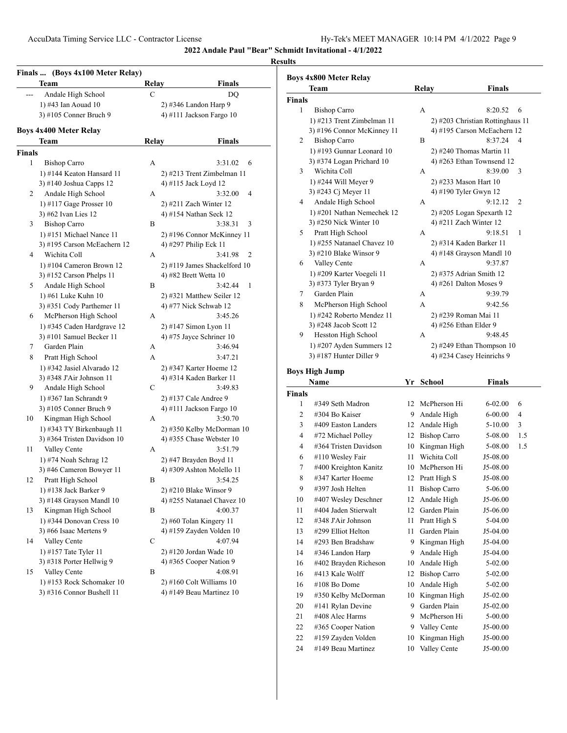## 2022 Andale Paul "Bear" Schmidt Invitational - 4/1/2022

### Results

**Finals ... (Boys 4x100 Meter Relay)**

| | Team | Relay | Finals | |
|---|---|---|---|---|
| --- | Andale High School | C | DQ | |
| | 1) #43 Ian Aouad 10 | 2) #346 Landon Harp 9 | | |
| | 3) #105 Conner Bruch 9 | 4) #111 Jackson Fargo 10 | | |

**Boys 4x400 Meter Relay**

| | Team | Relay | Finals | |
|---|---|---|---|---|
| **Finals** | | | | |
| 1 | Bishop Carro | A | 3:31.02 | 6 |
| | 1) #144 Keaton Hansard 11 | 2) #213 Trent Zimbelman 11 | | |
| | 3) #140 Joshua Capps 12 | 4) #115 Jack Loyd 12 | | |
| 2 | Andale High School | A | 3:32.00 | 4 |
| | 1) #117 Gage Prosser 10 | 2) #211 Zach Winter 12 | | |
| | 3) #62 Ivan Lies 12 | 4) #154 Nathan Seck 12 | | |
| 3 | Bishop Carro | B | 3:38.31 | 3 |
| | 1) #151 Michael Nance 11 | 2) #196 Connor McKinney 11 | | |
| | 3) #195 Carson McEachern 12 | 4) #297 Philip Eck 11 | | |
| 4 | Wichita Coll | A | 3:41.98 | 2 |
| | 1) #104 Cameron Brown 12 | 2) #119 James Shackelford 10 | | |
| | 3) #152 Carson Phelps 11 | 4) #82 Brett Wetta 10 | | |
| 5 | Andale High School | B | 3:42.44 | 1 |
| | 1) #61 Luke Kuhn 10 | 2) #321 Matthew Seiler 12 | | |
| | 3) #351 Cody Parthemer 11 | 4) #77 Nick Schwab 12 | | |
| 6 | McPherson High School | A | 3:45.26 | |
| | 1) #345 Caden Hardgrave 12 | 2) #147 Simon Lyon 11 | | |
| | 3) #101 Samuel Becker 11 | 4) #75 Jayce Schriner 10 | | |
| 7 | Garden Plain | A | 3:46.94 | |
| 8 | Pratt High School | A | 3:47.21 | |
| | 1) #342 Jasiel Alvarado 12 | 2) #347 Karter Hoeme 12 | | |
| | 3) #348 J'Air Johnson 11 | 4) #314 Kaden Barker 11 | | |
| 9 | Andale High School | C | 3:49.83 | |
| | 1) #367 Ian Schrandt 9 | 2) #137 Cale Andree 9 | | |
| | 3) #105 Conner Bruch 9 | 4) #111 Jackson Fargo 10 | | |
| 10 | Kingman High School | A | 3:50.70 | |
| | 1) #343 TY Birkenbaugh 11 | 2) #350 Kelby McDorman 10 | | |
| | 3) #364 Tristen Davidson 10 | 4) #355 Chase Webster 10 | | |
| 11 | Valley Cente | A | 3:51.79 | |
| | 1) #74 Noah Schrag 12 | 2) #47 Brayden Boyd 11 | | |
| | 3) #46 Cameron Bowyer 11 | 4) #309 Ashton Molello 11 | | |
| 12 | Pratt High School | B | 3:54.25 | |
| | 1) #138 Jack Barker 9 | 2) #210 Blake Winsor 9 | | |
| | 3) #148 Grayson Mandl 10 | 4) #255 Natanael Chavez 10 | | |
| 13 | Kingman High School | B | 4:00.37 | |
| | 1) #344 Donovan Cress 10 | 2) #60 Tolan Kingery 11 | | |
| | 3) #66 Isaac Mertens 9 | 4) #159 Zayden Volden 10 | | |
| 14 | Valley Cente | C | 4:07.94 | |
| | 1) #157 Tate Tyler 11 | 2) #120 Jordan Wade 10 | | |
| | 3) #318 Porter Hellwig 9 | 4) #365 Cooper Nation 9 | | |
| 15 | Valley Cente | B | 4:08.91 | |
| | 1) #153 Rock Schomaker 10 | 2) #160 Colt Williams 10 | | |
| | 3) #316 Connor Bushell 11 | 4) #149 Beau Martinez 10 | | |

**Boys 4x800 Meter Relay**

| | Team | Relay | Finals | |
|---|---|---|---|---|
| **Finals** | | | | |
| 1 | Bishop Carro | A | 8:20.52 | 6 |
| | 1) #213 Trent Zimbelman 11 | 2) #203 Christian Rottinghaus 11 | | |
| | 3) #196 Connor McKinney 11 | 4) #195 Carson McEachern 12 | | |
| 2 | Bishop Carro | B | 8:37.24 | 4 |
| | 1) #193 Gunnar Leonard 10 | 2) #240 Thomas Martin 11 | | |
| | 3) #374 Logan Prichard 10 | 4) #263 Ethan Townsend 12 | | |
| 3 | Wichita Coll | A | 8:39.00 | 3 |
| | 1) #244 Will Meyer 9 | 2) #233 Mason Hart 10 | | |
| | 3) #243 Cj Meyer 11 | 4) #190 Tyler Gwyn 12 | | |
| 4 | Andale High School | A | 9:12.12 | 2 |
| | 1) #201 Nathan Nemechek 12 | 2) #205 Logan Spexarth 12 | | |
| | 3) #250 Nick Winter 10 | 4) #211 Zach Winter 12 | | |
| 5 | Pratt High School | A | 9:18.51 | 1 |
| | 1) #255 Natanael Chavez 10 | 2) #314 Kaden Barker 11 | | |
| | 3) #210 Blake Winsor 9 | 4) #148 Grayson Mandl 10 | | |
| 6 | Valley Cente | A | 9:37.87 | |
| | 1) #209 Karter Voegeli 11 | 2) #375 Adrian Smith 12 | | |
| | 3) #373 Tyler Bryan 9 | 4) #261 Dalton Moses 9 | | |
| 7 | Garden Plain | A | 9:39.79 | |
| 8 | McPherson High School | A | 9:42.56 | |
| | 1) #242 Roberto Mendez 11 | 2) #239 Roman Mai 11 | | |
| | 3) #248 Jacob Scott 12 | 4) #256 Ethan Elder 9 | | |
| 9 | Hesston High School | A | 9:48.45 | |
| | 1) #207 Ayden Summers 12 | 2) #249 Ethan Thompson 10 | | |
| | 3) #187 Hunter Diller 9 | 4) #234 Casey Heinrichs 9 | | |

**Boys High Jump**

| | Name | Yr | School | Finals | |
|---|---|---|---|---|---|
| **Finals** | | | | | |
| 1 | #349 Seth Madron | 12 | McPherson Hi | 6-02.00 | 6 |
| 2 | #304 Bo Kaiser | 9 | Andale High | 6-00.00 | 4 |
| 3 | #409 Easton Landers | 12 | Andale High | 5-10.00 | 3 |
| 4 | #72 Michael Polley | 12 | Bishop Carro | 5-08.00 | 1.5 |
| 4 | #364 Tristen Davidson | 10 | Kingman High | 5-08.00 | 1.5 |
| 6 | #110 Wesley Fair | 11 | Wichita Coll | J5-08.00 | |
| 7 | #400 Kreighton Kanitz | 10 | McPherson Hi | J5-08.00 | |
| 8 | #347 Karter Hoeme | 12 | Pratt High S | J5-08.00 | |
| 9 | #397 Josh Helten | 11 | Bishop Carro | 5-06.00 | |
| 10 | #407 Wesley Deschner | 12 | Andale High | J5-06.00 | |
| 11 | #404 Jaden Stierwalt | 12 | Garden Plain | J5-06.00 | |
| 12 | #348 J'Air Johnson | 11 | Pratt High S | 5-04.00 | |
| 13 | #299 Elliot Helton | 11 | Garden Plain | J5-04.00 | |
| 14 | #293 Ben Bradshaw | 9 | Kingman High | J5-04.00 | |
| 14 | #346 Landon Harp | 9 | Andale High | J5-04.00 | |
| 16 | #402 Brayden Richeson | 10 | Andale High | 5-02.00 | |
| 16 | #413 Kale Wolff | 12 | Bishop Carro | 5-02.00 | |
| 16 | #108 Bo Dome | 10 | Andale High | 5-02.00 | |
| 19 | #350 Kelby McDorman | 10 | Kingman High | J5-02.00 | |
| 20 | #141 Rylan Devine | 9 | Garden Plain | J5-02.00 | |
| 21 | #408 Alec Harms | 9 | McPherson Hi | 5-00.00 | |
| 22 | #365 Cooper Nation | 9 | Valley Cente | J5-00.00 | |
| 22 | #159 Zayden Volden | 10 | Kingman High | J5-00.00 | |
| 24 | #149 Beau Martinez | 10 | Valley Cente | J5-00.00 | |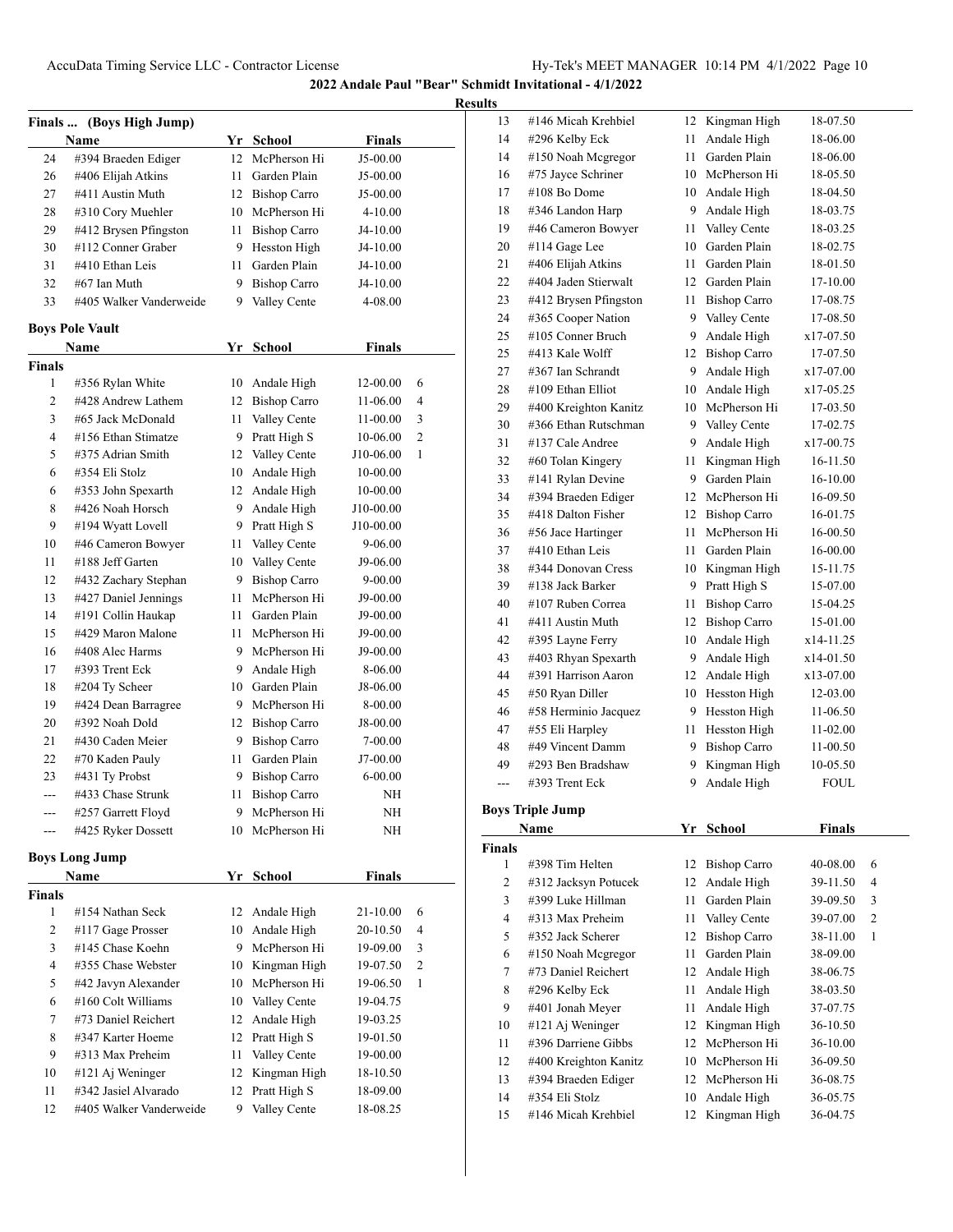**2022 Andale Paul "Bear" Schmidt Invitational - 4/1/2022**

**Results**

### Finals ... (Boys High Jump)

| | Name | Yr | School | Finals |
|---|---|---|---|---|
| 24 | #394 Braeden Ediger | 12 | McPherson Hi | J5-00.00 |
| 26 | #406 Elijah Atkins | 11 | Garden Plain | J5-00.00 |
| 27 | #411 Austin Muth | 12 | Bishop Carro | J5-00.00 |
| 28 | #310 Cory Muehler | 10 | McPherson Hi | 4-10.00 |
| 29 | #412 Brysen Pfingston | 11 | Bishop Carro | J4-10.00 |
| 30 | #112 Conner Graber | 9 | Hesston High | J4-10.00 |
| 31 | #410 Ethan Leis | 11 | Garden Plain | J4-10.00 |
| 32 | #67 Ian Muth | 9 | Bishop Carro | J4-10.00 |
| 33 | #405 Walker Vanderweide | 9 | Valley Cente | 4-08.00 |

### Boys Pole Vault

| | Name | Yr | School | Finals | |
|---|---|---|---|---|---|
| **Finals** | | | | | |
| 1 | #356 Rylan White | 10 | Andale High | 12-00.00 | 6 |
| 2 | #428 Andrew Lathem | 12 | Bishop Carro | 11-06.00 | 4 |
| 3 | #65 Jack McDonald | 11 | Valley Cente | 11-00.00 | 3 |
| 4 | #156 Ethan Stimatze | 9 | Pratt High S | 10-06.00 | 2 |
| 5 | #375 Adrian Smith | 12 | Valley Cente | J10-06.00 | 1 |
| 6 | #354 Eli Stolz | 10 | Andale High | 10-00.00 | |
| 6 | #353 John Spexarth | 12 | Andale High | 10-00.00 | |
| 8 | #426 Noah Horsch | 9 | Andale High | J10-00.00 | |
| 9 | #194 Wyatt Lovell | 9 | Pratt High S | J10-00.00 | |
| 10 | #46 Cameron Bowyer | 11 | Valley Cente | 9-06.00 | |
| 11 | #188 Jeff Garten | 10 | Valley Cente | J9-06.00 | |
| 12 | #432 Zachary Stephan | 9 | Bishop Carro | 9-00.00 | |
| 13 | #427 Daniel Jennings | 11 | McPherson Hi | J9-00.00 | |
| 14 | #191 Collin Haukap | 11 | Garden Plain | J9-00.00 | |
| 15 | #429 Maron Malone | 11 | McPherson Hi | J9-00.00 | |
| 16 | #408 Alec Harms | 9 | McPherson Hi | J9-00.00 | |
| 17 | #393 Trent Eck | 9 | Andale High | 8-06.00 | |
| 18 | #204 Ty Scheer | 10 | Garden Plain | J8-06.00 | |
| 19 | #424 Dean Barragree | 9 | McPherson Hi | 8-00.00 | |
| 20 | #392 Noah Dold | 12 | Bishop Carro | J8-00.00 | |
| 21 | #430 Caden Meier | 9 | Bishop Carro | 7-00.00 | |
| 22 | #70 Kaden Pauly | 11 | Garden Plain | J7-00.00 | |
| 23 | #431 Ty Probst | 9 | Bishop Carro | 6-00.00 | |
| --- | #433 Chase Strunk | 11 | Bishop Carro | NH | |
| --- | #257 Garrett Floyd | 9 | McPherson Hi | NH | |
| --- | #425 Ryker Dossett | 10 | McPherson Hi | NH | |

### Boys Long Jump

| | Name | Yr | School | Finals | |
|---|---|---|---|---|---|
| **Finals** | | | | | |
| 1 | #154 Nathan Seck | 12 | Andale High | 21-10.00 | 6 |
| 2 | #117 Gage Prosser | 10 | Andale High | 20-10.50 | 4 |
| 3 | #145 Chase Koehn | 9 | McPherson Hi | 19-09.00 | 3 |
| 4 | #355 Chase Webster | 10 | Kingman High | 19-07.50 | 2 |
| 5 | #42 Javyn Alexander | 10 | McPherson Hi | 19-06.50 | 1 |
| 6 | #160 Colt Williams | 10 | Valley Cente | 19-04.75 | |
| 7 | #73 Daniel Reichert | 12 | Andale High | 19-03.25 | |
| 8 | #347 Karter Hoeme | 12 | Pratt High S | 19-01.50 | |
| 9 | #313 Max Preheim | 11 | Valley Cente | 19-00.00 | |
| 10 | #121 Aj Weninger | 12 | Kingman High | 18-10.50 | |
| 11 | #342 Jasiel Alvarado | 12 | Pratt High S | 18-09.00 | |
| 12 | #405 Walker Vanderweide | 9 | Valley Cente | 18-08.25 | |
| 13 | #146 Micah Krehbiel | 12 | Kingman High | 18-07.50 | |
| 14 | #296 Kelby Eck | 11 | Andale High | 18-06.00 | |
| 14 | #150 Noah Mcgregor | 11 | Garden Plain | 18-06.00 | |
| 16 | #75 Jayce Schriner | 10 | McPherson Hi | 18-05.50 | |
| 17 | #108 Bo Dome | 10 | Andale High | 18-04.50 | |
| 18 | #346 Landon Harp | 9 | Andale High | 18-03.75 | |
| 19 | #46 Cameron Bowyer | 11 | Valley Cente | 18-03.25 | |
| 20 | #114 Gage Lee | 10 | Garden Plain | 18-02.75 | |
| 21 | #406 Elijah Atkins | 11 | Garden Plain | 18-01.50 | |
| 22 | #404 Jaden Stierwalt | 12 | Garden Plain | 17-10.00 | |
| 23 | #412 Brysen Pfingston | 11 | Bishop Carro | 17-08.75 | |
| 24 | #365 Cooper Nation | 9 | Valley Cente | 17-08.50 | |
| 25 | #105 Conner Bruch | 9 | Andale High | x17-07.50 | |
| 25 | #413 Kale Wolff | 12 | Bishop Carro | 17-07.50 | |
| 27 | #367 Ian Schrandt | 9 | Andale High | x17-07.00 | |
| 28 | #109 Ethan Elliot | 10 | Andale High | x17-05.25 | |
| 29 | #400 Kreighton Kanitz | 10 | McPherson Hi | 17-03.50 | |
| 30 | #366 Ethan Rutschman | 9 | Valley Cente | 17-02.75 | |
| 31 | #137 Cale Andree | 9 | Andale High | x17-00.75 | |
| 32 | #60 Tolan Kingery | 11 | Kingman High | 16-11.50 | |
| 33 | #141 Rylan Devine | 9 | Garden Plain | 16-10.00 | |
| 34 | #394 Braeden Ediger | 12 | McPherson Hi | 16-09.50 | |
| 35 | #418 Dalton Fisher | 12 | Bishop Carro | 16-01.75 | |
| 36 | #56 Jace Hartinger | 11 | McPherson Hi | 16-00.50 | |
| 37 | #410 Ethan Leis | 11 | Garden Plain | 16-00.00 | |
| 38 | #344 Donovan Cress | 10 | Kingman High | 15-11.75 | |
| 39 | #138 Jack Barker | 9 | Pratt High S | 15-07.00 | |
| 40 | #107 Ruben Correa | 11 | Bishop Carro | 15-04.25 | |
| 41 | #411 Austin Muth | 12 | Bishop Carro | 15-01.00 | |
| 42 | #395 Layne Ferry | 10 | Andale High | x14-11.25 | |
| 43 | #403 Rhyan Spexarth | 9 | Andale High | x14-01.50 | |
| 44 | #391 Harrison Aaron | 12 | Andale High | x13-07.00 | |
| 45 | #50 Ryan Diller | 10 | Hesston High | 12-03.00 | |
| 46 | #58 Herminio Jacquez | 9 | Hesston High | 11-06.50 | |
| 47 | #55 Eli Harpley | 11 | Hesston High | 11-02.00 | |
| 48 | #49 Vincent Damm | 9 | Bishop Carro | 11-00.50 | |
| 49 | #293 Ben Bradshaw | 9 | Kingman High | 10-05.50 | |
| --- | #393 Trent Eck | 9 | Andale High | FOUL | |

### Boys Triple Jump

| | Name | Yr | School | Finals | |
|---|---|---|---|---|---|
| **Finals** | | | | | |
| 1 | #398 Tim Helten | 12 | Bishop Carro | 40-08.00 | 6 |
| 2 | #312 Jacksyn Potucek | 12 | Andale High | 39-11.50 | 4 |
| 3 | #399 Luke Hillman | 11 | Garden Plain | 39-09.50 | 3 |
| 4 | #313 Max Preheim | 11 | Valley Cente | 39-07.00 | 2 |
| 5 | #352 Jack Scherer | 12 | Bishop Carro | 38-11.00 | 1 |
| 6 | #150 Noah Mcgregor | 11 | Garden Plain | 38-09.00 | |
| 7 | #73 Daniel Reichert | 12 | Andale High | 38-06.75 | |
| 8 | #296 Kelby Eck | 11 | Andale High | 38-03.50 | |
| 9 | #401 Jonah Meyer | 11 | Andale High | 37-07.75 | |
| 10 | #121 Aj Weninger | 12 | Kingman High | 36-10.50 | |
| 11 | #396 Darriene Gibbs | 12 | McPherson Hi | 36-10.00 | |
| 12 | #400 Kreighton Kanitz | 10 | McPherson Hi | 36-09.50 | |
| 13 | #394 Braeden Ediger | 12 | McPherson Hi | 36-08.75 | |
| 14 | #354 Eli Stolz | 10 | Andale High | 36-05.75 | |
| 15 | #146 Micah Krehbiel | 12 | Kingman High | 36-04.75 | |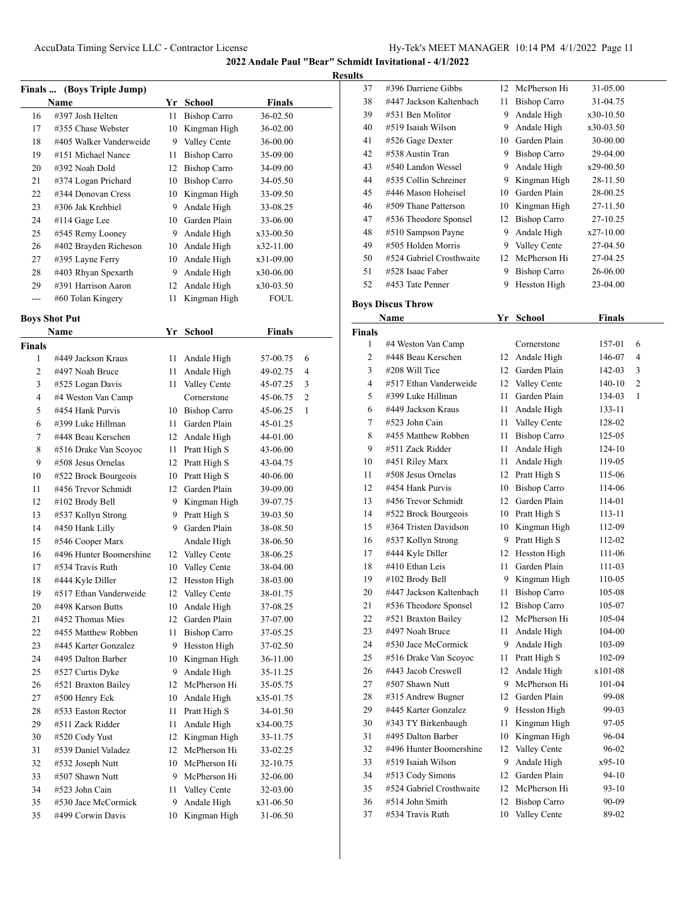## 2022 Andale Paul "Bear" Schmidt Invitational - 4/1/2022

### Results

### Finals ... (Boys Triple Jump)

| | Name | Yr | School | Finals | |
|---|---|---|---|---|---|
| 16 | #397 Josh Helten | 11 | Bishop Carro | 36-02.50 | |
| 17 | #355 Chase Webster | 10 | Kingman High | 36-02.00 | |
| 18 | #405 Walker Vanderweide | 9 | Valley Cente | 36-00.00 | |
| 19 | #151 Michael Nance | 11 | Bishop Carro | 35-09.00 | |
| 20 | #392 Noah Dold | 12 | Bishop Carro | 34-09.00 | |
| 21 | #374 Logan Prichard | 10 | Bishop Carro | 34-05.50 | |
| 22 | #344 Donovan Cress | 10 | Kingman High | 33-09.50 | |
| 23 | #306 Jak Krehbiel | 9 | Andale High | 33-08.25 | |
| 24 | #114 Gage Lee | 10 | Garden Plain | 33-06.00 | |
| 25 | #545 Remy Looney | 9 | Andale High | x33-00.50 | |
| 26 | #402 Brayden Richeson | 10 | Andale High | x32-11.00 | |
| 27 | #395 Layne Ferry | 10 | Andale High | x31-09.00 | |
| 28 | #403 Rhyan Spexarth | 9 | Andale High | x30-06.00 | |
| 29 | #391 Harrison Aaron | 12 | Andale High | x30-03.50 | |
| --- | #60 Tolan Kingery | 11 | Kingman High | FOUL | |

### Boys Shot Put

| | Name | Yr | School | Finals | |
|---|---|---|---|---|---|
| **Finals** | | | | | |
| 1 | #449 Jackson Kraus | 11 | Andale High | 57-00.75 | 6 |
| 2 | #497 Noah Bruce | 11 | Andale High | 49-02.75 | 4 |
| 3 | #525 Logan Davis | 11 | Valley Cente | 45-07.25 | 3 |
| 4 | #4 Weston Van Camp | | Cornerstone | 45-06.75 | 2 |
| 5 | #454 Hank Purvis | 10 | Bishop Carro | 45-06.25 | 1 |
| 6 | #399 Luke Hillman | 11 | Garden Plain | 45-01.25 | |
| 7 | #448 Beau Kerschen | 12 | Andale High | 44-01.00 | |
| 8 | #516 Drake Van Scoyoc | 11 | Pratt High S | 43-06.00 | |
| 9 | #508 Jesus Ornelas | 12 | Pratt High S | 43-04.75 | |
| 10 | #522 Brock Bourgeois | 10 | Pratt High S | 40-06.00 | |
| 11 | #456 Trevor Schmidt | 12 | Garden Plain | 39-09.00 | |
| 12 | #102 Brody Bell | 9 | Kingman High | 39-07.75 | |
| 13 | #537 Kollyn Strong | 9 | Pratt High S | 39-03.50 | |
| 14 | #450 Hank Lilly | 9 | Garden Plain | 38-08.50 | |
| 15 | #546 Cooper Marx | | Andale High | 38-06.50 | |
| 16 | #496 Hunter Boomershine | 12 | Valley Cente | 38-06.25 | |
| 17 | #534 Travis Ruth | 10 | Valley Cente | 38-04.00 | |
| 18 | #444 Kyle Diller | 12 | Hesston High | 38-03.00 | |
| 19 | #517 Ethan Vanderweide | 12 | Valley Cente | 38-01.75 | |
| 20 | #498 Karson Butts | 10 | Andale High | 37-08.25 | |
| 21 | #452 Thomas Mies | 12 | Garden Plain | 37-07.00 | |
| 22 | #455 Matthew Robben | 11 | Bishop Carro | 37-05.25 | |
| 23 | #445 Karter Gonzalez | 9 | Hesston High | 37-02.50 | |
| 24 | #495 Dalton Barber | 10 | Kingman High | 36-11.00 | |
| 25 | #527 Curtis Dyke | 9 | Andale High | 35-11.25 | |
| 26 | #521 Braxton Bailey | 12 | McPherson Hi | 35-05.75 | |
| 27 | #500 Henry Eck | 10 | Andale High | x35-01.75 | |
| 28 | #533 Easton Rector | 11 | Pratt High S | 34-01.50 | |
| 29 | #511 Zack Ridder | 11 | Andale High | x34-00.75 | |
| 30 | #520 Cody Yust | 12 | Kingman High | 33-11.75 | |
| 31 | #539 Daniel Valadez | 12 | McPherson Hi | 33-02.25 | |
| 32 | #532 Joseph Nutt | 10 | McPherson Hi | 32-10.75 | |
| 33 | #507 Shawn Nutt | 9 | McPherson Hi | 32-06.00 | |
| 34 | #523 John Cain | 11 | Valley Cente | 32-03.00 | |
| 35 | #530 Jace McCormick | 9 | Andale High | x31-06.50 | |
| 35 | #499 Corwin Davis | 10 | Kingman High | 31-06.50 | |
| 37 | #396 Darriene Gibbs | 12 | McPherson Hi | 31-05.00 | |
| 38 | #447 Jackson Kaltenbach | 11 | Bishop Carro | 31-04.75 | |
| 39 | #531 Ben Molitor | 9 | Andale High | x30-10.50 | |
| 40 | #519 Isaiah Wilson | 9 | Andale High | x30-03.50 | |
| 41 | #526 Gage Dexter | 10 | Garden Plain | 30-00.00 | |
| 42 | #538 Austin Tran | 9 | Bishop Carro | 29-04.00 | |
| 43 | #540 Landon Wessel | 9 | Andale High | x29-00.50 | |
| 44 | #535 Collin Schreiner | 9 | Kingman High | 28-11.50 | |
| 45 | #446 Mason Hoheisel | 10 | Garden Plain | 28-00.25 | |
| 46 | #509 Thane Patterson | 10 | Kingman High | 27-11.50 | |
| 47 | #536 Theodore Sponsel | 12 | Bishop Carro | 27-10.25 | |
| 48 | #510 Sampson Payne | 9 | Andale High | x27-10.00 | |
| 49 | #505 Holden Morris | 9 | Valley Cente | 27-04.50 | |
| 50 | #524 Gabriel Crosthwaite | 12 | McPherson Hi | 27-04.25 | |
| 51 | #528 Isaac Faber | 9 | Bishop Carro | 26-06.00 | |
| 52 | #453 Tate Penner | 9 | Hesston High | 23-04.00 | |

### Boys Discus Throw

| | Name | Yr | School | Finals | |
|---|---|---|---|---|---|
| **Finals** | | | | | |
| 1 | #4 Weston Van Camp | | Cornerstone | 157-01 | 6 |
| 2 | #448 Beau Kerschen | 12 | Andale High | 146-07 | 4 |
| 3 | #208 Will Tice | 12 | Garden Plain | 142-03 | 3 |
| 4 | #517 Ethan Vanderweide | 12 | Valley Cente | 140-10 | 2 |
| 5 | #399 Luke Hillman | 11 | Garden Plain | 134-03 | 1 |
| 6 | #449 Jackson Kraus | 11 | Andale High | 133-11 | |
| 7 | #523 John Cain | 11 | Valley Cente | 128-02 | |
| 8 | #455 Matthew Robben | 11 | Bishop Carro | 125-05 | |
| 9 | #511 Zack Ridder | 11 | Andale High | 124-10 | |
| 10 | #451 Riley Marx | 11 | Andale High | 119-05 | |
| 11 | #508 Jesus Ornelas | 12 | Pratt High S | 115-06 | |
| 12 | #454 Hank Purvis | 10 | Bishop Carro | 114-06 | |
| 13 | #456 Trevor Schmidt | 12 | Garden Plain | 114-01 | |
| 14 | #522 Brock Bourgeois | 10 | Pratt High S | 113-11 | |
| 15 | #364 Tristen Davidson | 10 | Kingman High | 112-09 | |
| 16 | #537 Kollyn Strong | 9 | Pratt High S | 112-02 | |
| 17 | #444 Kyle Diller | 12 | Hesston High | 111-06 | |
| 18 | #410 Ethan Leis | 11 | Garden Plain | 111-03 | |
| 19 | #102 Brody Bell | 9 | Kingman High | 110-05 | |
| 20 | #447 Jackson Kaltenbach | 11 | Bishop Carro | 105-08 | |
| 21 | #536 Theodore Sponsel | 12 | Bishop Carro | 105-07 | |
| 22 | #521 Braxton Bailey | 12 | McPherson Hi | 105-04 | |
| 23 | #497 Noah Bruce | 11 | Andale High | 104-00 | |
| 24 | #530 Jace McCormick | 9 | Andale High | 103-09 | |
| 25 | #516 Drake Van Scoyoc | 11 | Pratt High S | 102-09 | |
| 26 | #443 Jacob Creswell | 12 | Andale High | x101-08 | |
| 27 | #507 Shawn Nutt | 9 | McPherson Hi | 101-04 | |
| 28 | #315 Andrew Bugner | 12 | Garden Plain | 99-08 | |
| 29 | #445 Karter Gonzalez | 9 | Hesston High | 99-03 | |
| 30 | #343 TY Birkenbaugh | 11 | Kingman High | 97-05 | |
| 31 | #495 Dalton Barber | 10 | Kingman High | 96-04 | |
| 32 | #496 Hunter Boomershine | 12 | Valley Cente | 96-02 | |
| 33 | #519 Isaiah Wilson | 9 | Andale High | x95-10 | |
| 34 | #513 Cody Simons | 12 | Garden Plain | 94-10 | |
| 35 | #524 Gabriel Crosthwaite | 12 | McPherson Hi | 93-10 | |
| 36 | #514 John Smith | 12 | Bishop Carro | 90-09 | |
| 37 | #534 Travis Ruth | 10 | Valley Cente | 89-02 | |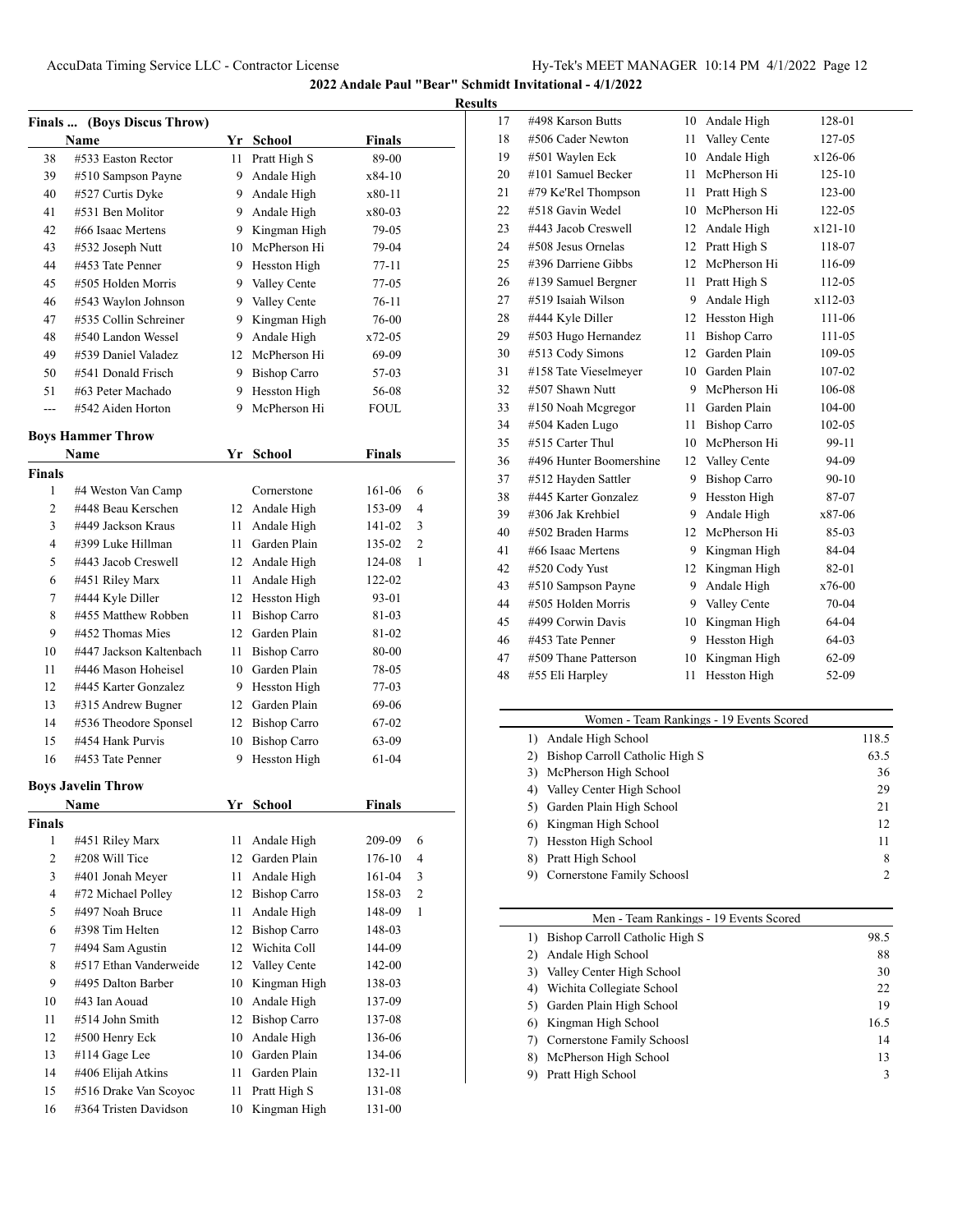**2022 Andale Paul "Bear" Schmidt Invitational - 4/1/2022**

**Results**

### Finals ... (Boys Discus Throw)

| | Name | Yr | School | Finals |
|---|---|---|---|---|
| 38 | #533 Easton Rector | 11 | Pratt High S | 89-00 |
| 39 | #510 Sampson Payne | 9 | Andale High | x84-10 |
| 40 | #527 Curtis Dyke | 9 | Andale High | x80-11 |
| 41 | #531 Ben Molitor | 9 | Andale High | x80-03 |
| 42 | #66 Isaac Mertens | 9 | Kingman High | 79-05 |
| 43 | #532 Joseph Nutt | 10 | McPherson Hi | 79-04 |
| 44 | #453 Tate Penner | 9 | Hesston High | 77-11 |
| 45 | #505 Holden Morris | 9 | Valley Cente | 77-05 |
| 46 | #543 Waylon Johnson | 9 | Valley Cente | 76-11 |
| 47 | #535 Collin Schreiner | 9 | Kingman High | 76-00 |
| 48 | #540 Landon Wessel | 9 | Andale High | x72-05 |
| 49 | #539 Daniel Valadez | 12 | McPherson Hi | 69-09 |
| 50 | #541 Donald Frisch | 9 | Bishop Carro | 57-03 |
| 51 | #63 Peter Machado | 9 | Hesston High | 56-08 |
| --- | #542 Aiden Horton | 9 | McPherson Hi | FOUL |

### Boys Hammer Throw

| | Name | Yr | School | Finals | |
|---|---|---|---|---|---|
| **Finals** | | | | | |
| 1 | #4 Weston Van Camp | | Cornerstone | 161-06 | 6 |
| 2 | #448 Beau Kerschen | 12 | Andale High | 153-09 | 4 |
| 3 | #449 Jackson Kraus | 11 | Andale High | 141-02 | 3 |
| 4 | #399 Luke Hillman | 11 | Garden Plain | 135-02 | 2 |
| 5 | #443 Jacob Creswell | 12 | Andale High | 124-08 | 1 |
| 6 | #451 Riley Marx | 11 | Andale High | 122-02 | |
| 7 | #444 Kyle Diller | 12 | Hesston High | 93-01 | |
| 8 | #455 Matthew Robben | 11 | Bishop Carro | 81-03 | |
| 9 | #452 Thomas Mies | 12 | Garden Plain | 81-02 | |
| 10 | #447 Jackson Kaltenbach | 11 | Bishop Carro | 80-00 | |
| 11 | #446 Mason Hoheisel | 10 | Garden Plain | 78-05 | |
| 12 | #445 Karter Gonzalez | 9 | Hesston High | 77-03 | |
| 13 | #315 Andrew Bugner | 12 | Garden Plain | 69-06 | |
| 14 | #536 Theodore Sponsel | 12 | Bishop Carro | 67-02 | |
| 15 | #454 Hank Purvis | 10 | Bishop Carro | 63-09 | |
| 16 | #453 Tate Penner | 9 | Hesston High | 61-04 | |

### Boys Javelin Throw

| | Name | Yr | School | Finals | |
|---|---|---|---|---|---|
| **Finals** | | | | | |
| 1 | #451 Riley Marx | 11 | Andale High | 209-09 | 6 |
| 2 | #208 Will Tice | 12 | Garden Plain | 176-10 | 4 |
| 3 | #401 Jonah Meyer | 11 | Andale High | 161-04 | 3 |
| 4 | #72 Michael Polley | 12 | Bishop Carro | 158-03 | 2 |
| 5 | #497 Noah Bruce | 11 | Andale High | 148-09 | 1 |
| 6 | #398 Tim Helten | 12 | Bishop Carro | 148-03 | |
| 7 | #494 Sam Agustin | 12 | Wichita Coll | 144-09 | |
| 8 | #517 Ethan Vanderweide | 12 | Valley Cente | 142-00 | |
| 9 | #495 Dalton Barber | 10 | Kingman High | 138-03 | |
| 10 | #43 Ian Aouad | 10 | Andale High | 137-09 | |
| 11 | #514 John Smith | 12 | Bishop Carro | 137-08 | |
| 12 | #500 Henry Eck | 10 | Andale High | 136-06 | |
| 13 | #114 Gage Lee | 10 | Garden Plain | 134-06 | |
| 14 | #406 Elijah Atkins | 11 | Garden Plain | 132-11 | |
| 15 | #516 Drake Van Scoyoc | 11 | Pratt High S | 131-08 | |
| 16 | #364 Tristen Davidson | 10 | Kingman High | 131-00 | |
| 17 | #498 Karson Butts | 10 | Andale High | 128-01 | |
| 18 | #506 Cader Newton | 11 | Valley Cente | 127-05 | |
| 19 | #501 Waylen Eck | 10 | Andale High | x126-06 | |
| 20 | #101 Samuel Becker | 11 | McPherson Hi | 125-10 | |
| 21 | #79 Ke'Rel Thompson | 11 | Pratt High S | 123-00 | |
| 22 | #518 Gavin Wedel | 10 | McPherson Hi | 122-05 | |
| 23 | #443 Jacob Creswell | 12 | Andale High | x121-10 | |
| 24 | #508 Jesus Ornelas | 12 | Pratt High S | 118-07 | |
| 25 | #396 Darriene Gibbs | 12 | McPherson Hi | 116-09 | |
| 26 | #139 Samuel Bergner | 11 | Pratt High S | 112-05 | |
| 27 | #519 Isaiah Wilson | 9 | Andale High | x112-03 | |
| 28 | #444 Kyle Diller | 12 | Hesston High | 111-06 | |
| 29 | #503 Hugo Hernandez | 11 | Bishop Carro | 111-05 | |
| 30 | #513 Cody Simons | 12 | Garden Plain | 109-05 | |
| 31 | #158 Tate Vieselmeyer | 10 | Garden Plain | 107-02 | |
| 32 | #507 Shawn Nutt | 9 | McPherson Hi | 106-08 | |
| 33 | #150 Noah Mcgregor | 11 | Garden Plain | 104-00 | |
| 34 | #504 Kaden Lugo | 11 | Bishop Carro | 102-05 | |
| 35 | #515 Carter Thul | 10 | McPherson Hi | 99-11 | |
| 36 | #496 Hunter Boomershine | 12 | Valley Cente | 94-09 | |
| 37 | #512 Hayden Sattler | 9 | Bishop Carro | 90-10 | |
| 38 | #445 Karter Gonzalez | 9 | Hesston High | 87-07 | |
| 39 | #306 Jak Krehbiel | 9 | Andale High | x87-06 | |
| 40 | #502 Braden Harms | 12 | McPherson Hi | 85-03 | |
| 41 | #66 Isaac Mertens | 9 | Kingman High | 84-04 | |
| 42 | #520 Cody Yust | 12 | Kingman High | 82-01 | |
| 43 | #510 Sampson Payne | 9 | Andale High | x76-00 | |
| 44 | #505 Holden Morris | 9 | Valley Cente | 70-04 | |
| 45 | #499 Corwin Davis | 10 | Kingman High | 64-04 | |
| 46 | #453 Tate Penner | 9 | Hesston High | 64-03 | |
| 47 | #509 Thane Patterson | 10 | Kingman High | 62-09 | |
| 48 | #55 Eli Harpley | 11 | Hesston High | 52-09 | |

### Women - Team Rankings - 19 Events Scored

| | | |
|---|---|---|
| 1) | Andale High School | 118.5 |
| 2) | Bishop Carroll Catholic High S | 63.5 |
| 3) | McPherson High School | 36 |
| 4) | Valley Center High School | 29 |
| 5) | Garden Plain High School | 21 |
| 6) | Kingman High School | 12 |
| 7) | Hesston High School | 11 |
| 8) | Pratt High School | 8 |
| 9) | Cornerstone Family Schoosl | 2 |

### Men - Team Rankings - 19 Events Scored

| | | |
|---|---|---|
| 1) | Bishop Carroll Catholic High S | 98.5 |
| 2) | Andale High School | 88 |
| 3) | Valley Center High School | 30 |
| 4) | Wichita Collegiate School | 22 |
| 5) | Garden Plain High School | 19 |
| 6) | Kingman High School | 16.5 |
| 7) | Cornerstone Family Schoosl | 14 |
| 8) | McPherson High School | 13 |
| 9) | Pratt High School | 3 |